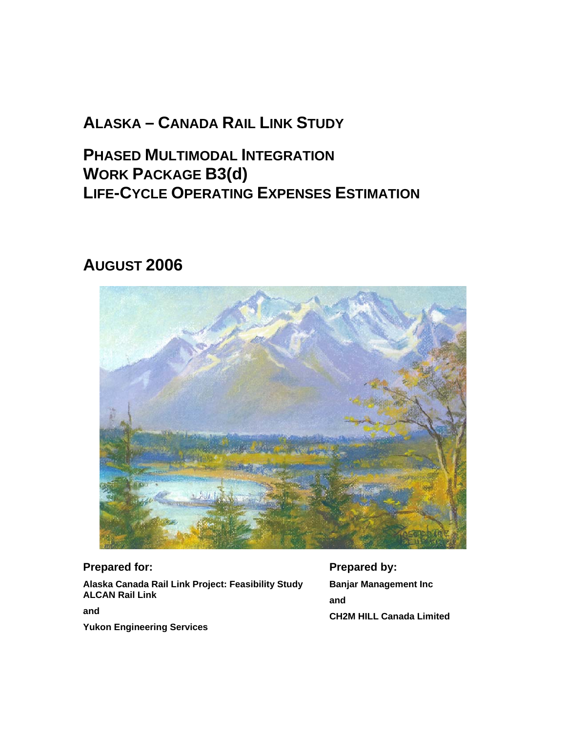# ALASKA – CANADA RAIL LINK STUDY

## PHASED MULTIMODAL INTEGRATION
## WORK PACKAGE B3(d)
## LIFE-CYCLE OPERATING EXPENSES ESTIMATION

## AUGUST 2006

**Prepared for:**

**Alaska Canada Rail Link Project: Feasibility Study**
**ALCAN Rail Link**

**and**

**Yukon Engineering Services**

**Prepared by:**

**Banjar Management Inc**

**and**

**CH2M HILL Canada Limited**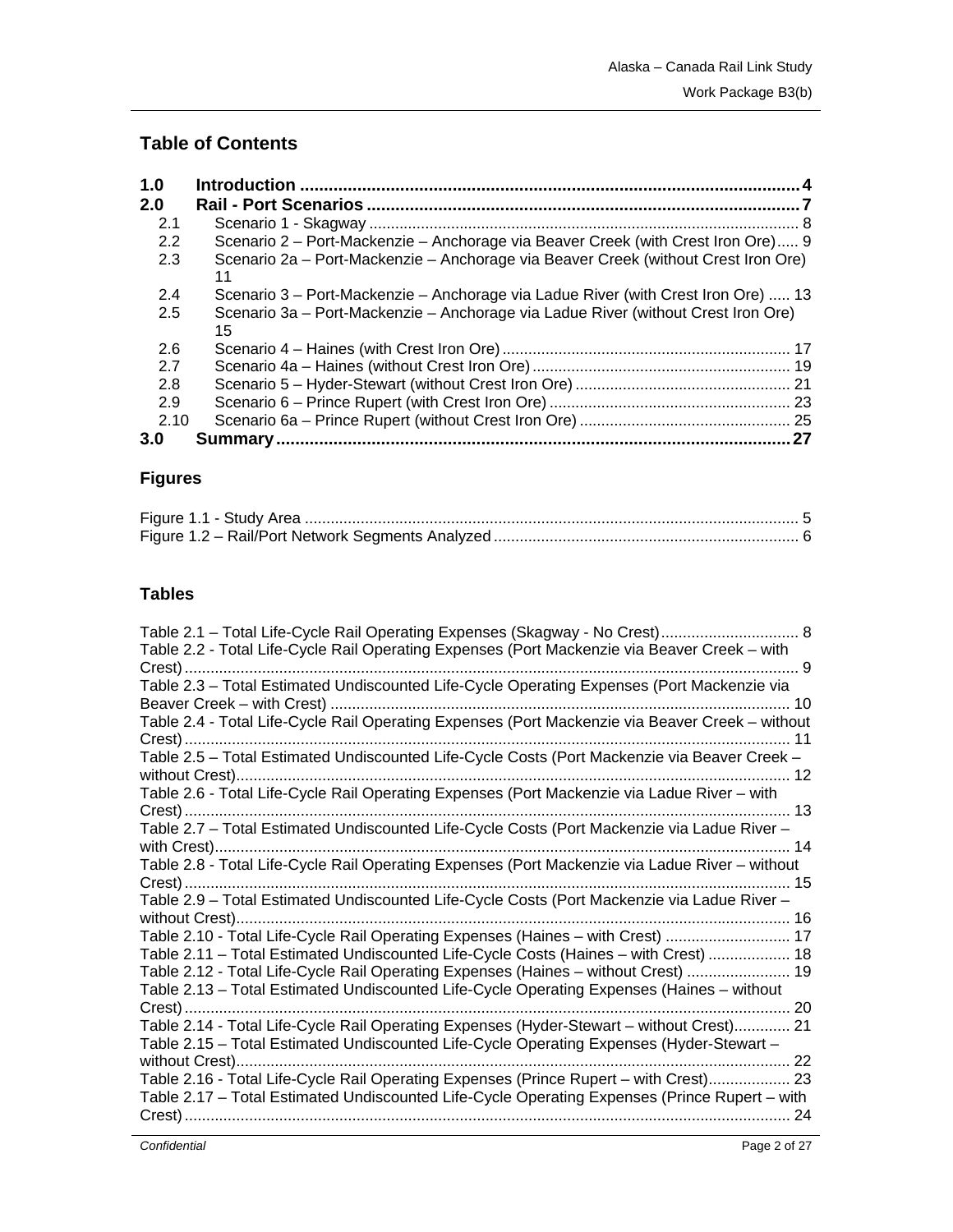## Table of Contents

**1.0 Introduction ........................................................................................................ 4**
**2.0 Rail - Port Scenarios ........................................................................................... 7**

2.1 Scenario 1 - Skagway ................................................................................................... 8
2.2 Scenario 2 – Port-Mackenzie – Anchorage via Beaver Creek (with Crest Iron Ore)..... 9
2.3 Scenario 2a – Port-Mackenzie – Anchorage via Beaver Creek (without Crest Iron Ore) 11
2.4 Scenario 3 – Port-Mackenzie – Anchorage via Ladue River (with Crest Iron Ore) ..... 13
2.5 Scenario 3a – Port-Mackenzie – Anchorage via Ladue River (without Crest Iron Ore) 15
2.6 Scenario 4 – Haines (with Crest Iron Ore) .................................................................. 17
2.7 Scenario 4a – Haines (without Crest Iron Ore) ........................................................... 19
2.8 Scenario 5 – Hyder-Stewart (without Crest Iron Ore) ................................................. 21
2.9 Scenario 6 – Prince Rupert (with Crest Iron Ore) ....................................................... 23
2.10 Scenario 6a – Prince Rupert (without Crest Iron Ore) ................................................ 25

**3.0 Summary .......................................................................................................... 27**

### Figures

Figure 1.1 - Study Area .................................................................................................. 5
Figure 1.2 – Rail/Port Network Segments Analyzed ...................................................... 6

### Tables

Table 2.1 – Total Life-Cycle Rail Operating Expenses (Skagway - No Crest)................................ 8
Table 2.2 - Total Life-Cycle Rail Operating Expenses (Port Mackenzie via Beaver Creek – with Crest)............................................................................................................................ 9
Table 2.3 – Total Estimated Undiscounted Life-Cycle Operating Expenses (Port Mackenzie via Beaver Creek – with Crest) .......................................................................................... 10
Table 2.4 - Total Life-Cycle Rail Operating Expenses (Port Mackenzie via Beaver Creek – without Crest)........................................................................................................................... 11
Table 2.5 – Total Estimated Undiscounted Life-Cycle Costs (Port Mackenzie via Beaver Creek – without Crest)................................................................................................................ 12
Table 2.6 - Total Life-Cycle Rail Operating Expenses (Port Mackenzie via Ladue River – with Crest)........................................................................................................................... 13
Table 2.7 – Total Estimated Undiscounted Life-Cycle Costs (Port Mackenzie via Ladue River – with Crest).................................................................................................................... 14
Table 2.8 - Total Life-Cycle Rail Operating Expenses (Port Mackenzie via Ladue River – without Crest)........................................................................................................................... 15
Table 2.9 – Total Estimated Undiscounted Life-Cycle Costs (Port Mackenzie via Ladue River – without Crest)................................................................................................................ 16
Table 2.10 - Total Life-Cycle Rail Operating Expenses (Haines – with Crest) ............................ 17
Table 2.11 – Total Estimated Undiscounted Life-Cycle Costs (Haines – with Crest) ................... 18
Table 2.12 - Total Life-Cycle Rail Operating Expenses (Haines – without Crest) ........................ 19
Table 2.13 – Total Estimated Undiscounted Life-Cycle Operating Expenses (Haines – without Crest)........................................................................................................................... 20
Table 2.14 - Total Life-Cycle Rail Operating Expenses (Hyder-Stewart – without Crest)............. 21
Table 2.15 – Total Estimated Undiscounted Life-Cycle Operating Expenses (Hyder-Stewart – without Crest)................................................................................................................ 22
Table 2.16 - Total Life-Cycle Rail Operating Expenses (Prince Rupert – with Crest)................... 23
Table 2.17 – Total Estimated Undiscounted Life-Cycle Operating Expenses (Prince Rupert – with Crest)........................................................................................................................... 24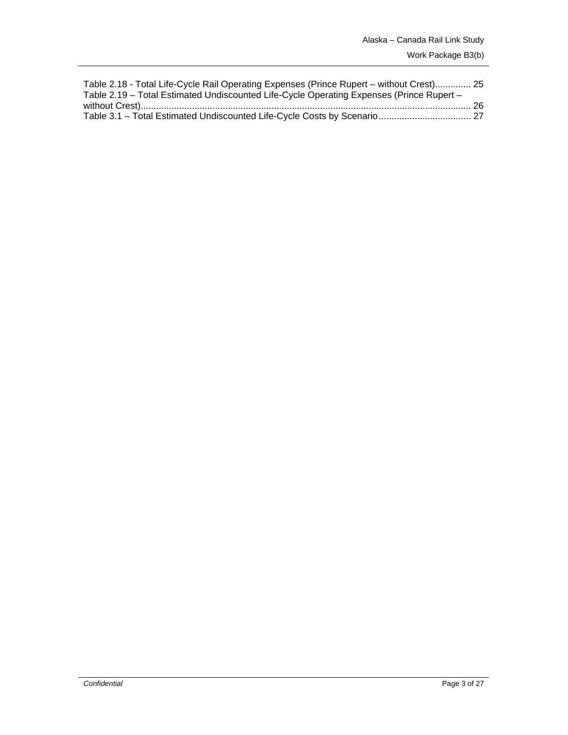Table 2.18 - Total Life-Cycle Rail Operating Expenses (Prince Rupert – without Crest)............. 25
Table 2.19 – Total Estimated Undiscounted Life-Cycle Operating Expenses (Prince Rupert – without Crest)................................................................................................................................ 26
Table 3.1 – Total Estimated Undiscounted Life-Cycle Costs by Scenario................................... 27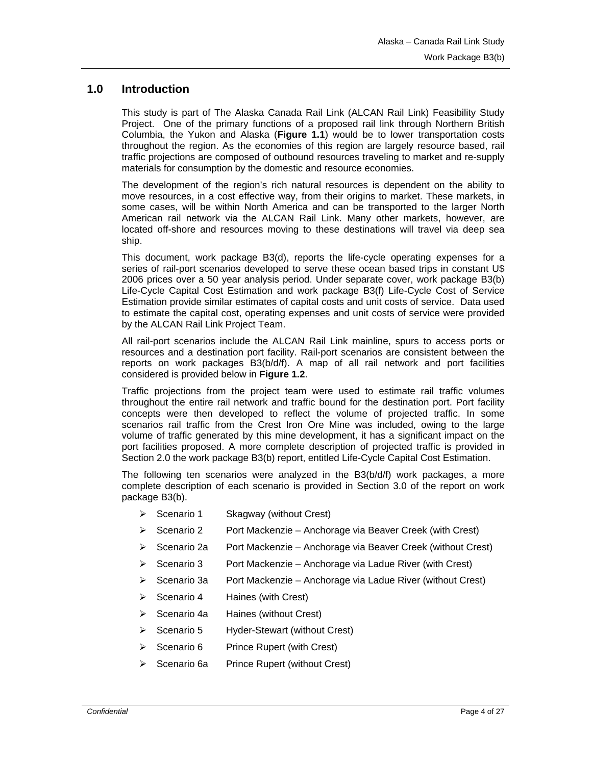## 1.0 Introduction

This study is part of The Alaska Canada Rail Link (ALCAN Rail Link) Feasibility Study Project. One of the primary functions of a proposed rail link through Northern British Columbia, the Yukon and Alaska (**Figure 1.1**) would be to lower transportation costs throughout the region. As the economies of this region are largely resource based, rail traffic projections are composed of outbound resources traveling to market and re-supply materials for consumption by the domestic and resource economies.

The development of the region's rich natural resources is dependent on the ability to move resources, in a cost effective way, from their origins to market. These markets, in some cases, will be within North America and can be transported to the larger North American rail network via the ALCAN Rail Link. Many other markets, however, are located off-shore and resources moving to these destinations will travel via deep sea ship.

This document, work package B3(d), reports the life-cycle operating expenses for a series of rail-port scenarios developed to serve these ocean based trips in constant U$ 2006 prices over a 50 year analysis period. Under separate cover, work package B3(b) Life-Cycle Capital Cost Estimation and work package B3(f) Life-Cycle Cost of Service Estimation provide similar estimates of capital costs and unit costs of service. Data used to estimate the capital cost, operating expenses and unit costs of service were provided by the ALCAN Rail Link Project Team.

All rail-port scenarios include the ALCAN Rail Link mainline, spurs to access ports or resources and a destination port facility. Rail-port scenarios are consistent between the reports on work packages B3(b/d/f). A map of all rail network and port facilities considered is provided below in **Figure 1.2**.

Traffic projections from the project team were used to estimate rail traffic volumes throughout the entire rail network and traffic bound for the destination port. Port facility concepts were then developed to reflect the volume of projected traffic. In some scenarios rail traffic from the Crest Iron Ore Mine was included, owing to the large volume of traffic generated by this mine development, it has a significant impact on the port facilities proposed. A more complete description of projected traffic is provided in Section 2.0 the work package B3(b) report, entitled Life-Cycle Capital Cost Estimation.

The following ten scenarios were analyzed in the B3(b/d/f) work packages, a more complete description of each scenario is provided in Section 3.0 of the report on work package B3(b).

- Scenario 1 Skagway (without Crest)
- Scenario 2 Port Mackenzie – Anchorage via Beaver Creek (with Crest)
- Scenario 2a Port Mackenzie – Anchorage via Beaver Creek (without Crest)
- Scenario 3 Port Mackenzie – Anchorage via Ladue River (with Crest)
- Scenario 3a Port Mackenzie – Anchorage via Ladue River (without Crest)
- Scenario 4 Haines (with Crest)
- Scenario 4a Haines (without Crest)
- Scenario 5 Hyder-Stewart (without Crest)
- Scenario 6 Prince Rupert (with Crest)
- Scenario 6a Prince Rupert (without Crest)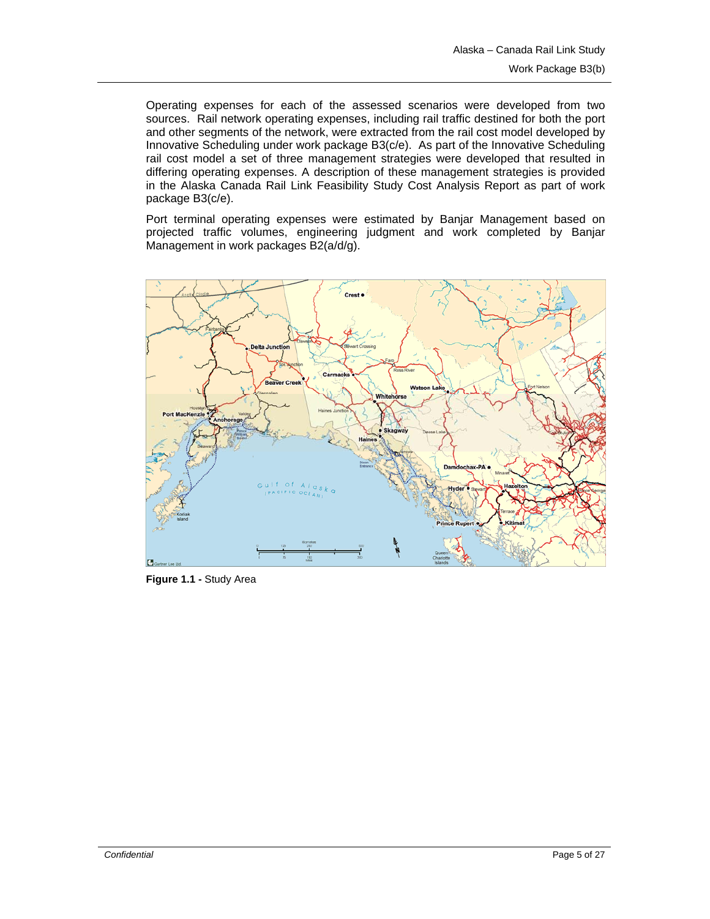Operating expenses for each of the assessed scenarios were developed from two sources. Rail network operating expenses, including rail traffic destined for both the port and other segments of the network, were extracted from the rail cost model developed by Innovative Scheduling under work package B3(c/e). As part of the Innovative Scheduling rail cost model a set of three management strategies were developed that resulted in differing operating expenses. A description of these management strategies is provided in the Alaska Canada Rail Link Feasibility Study Cost Analysis Report as part of work package B3(c/e).

Port terminal operating expenses were estimated by Banjar Management based on projected traffic volumes, engineering judgment and work completed by Banjar Management in work packages B2(a/d/g).

**Figure 1.1 -** Study Area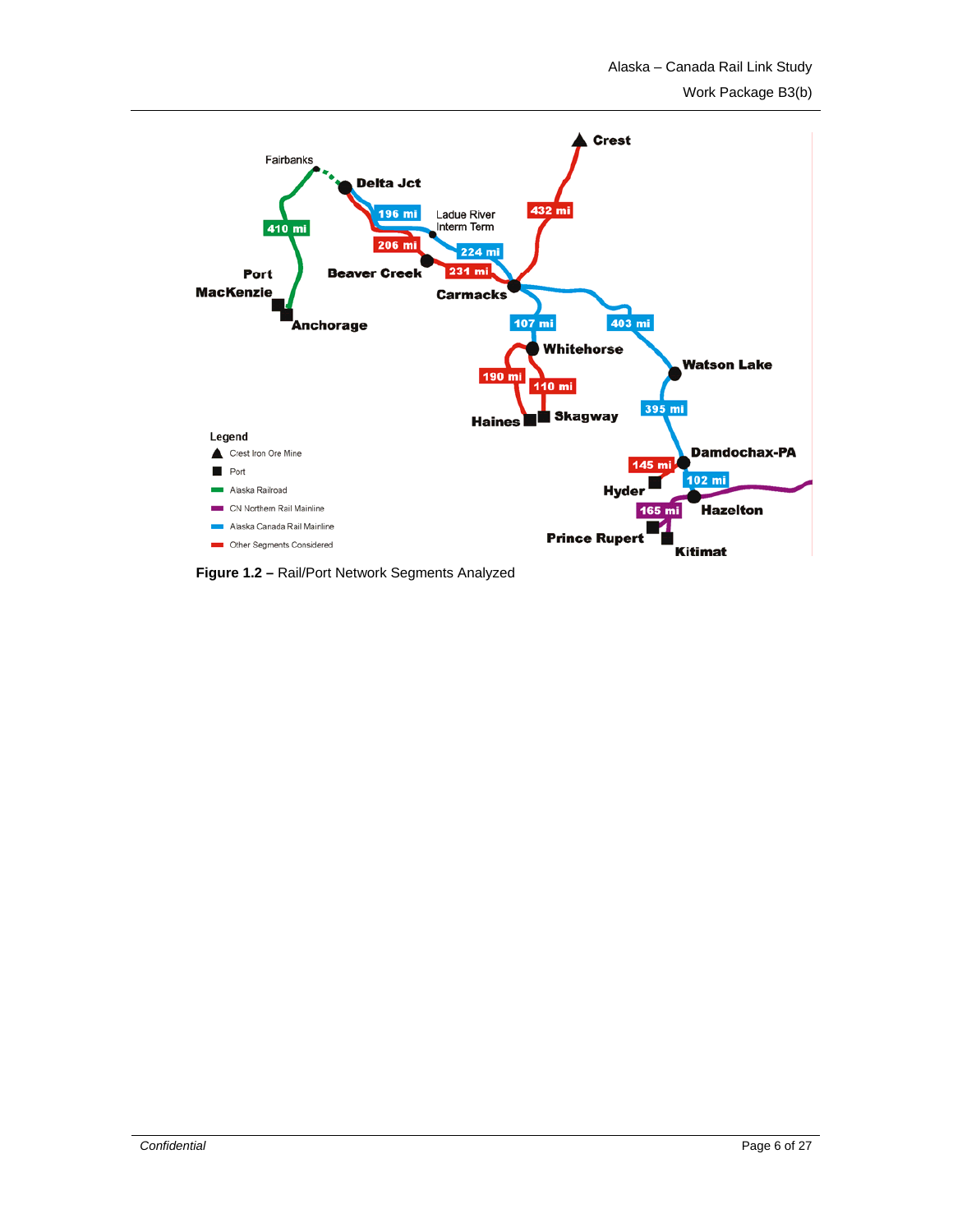**Figure 1.2 –** Rail/Port Network Segments Analyzed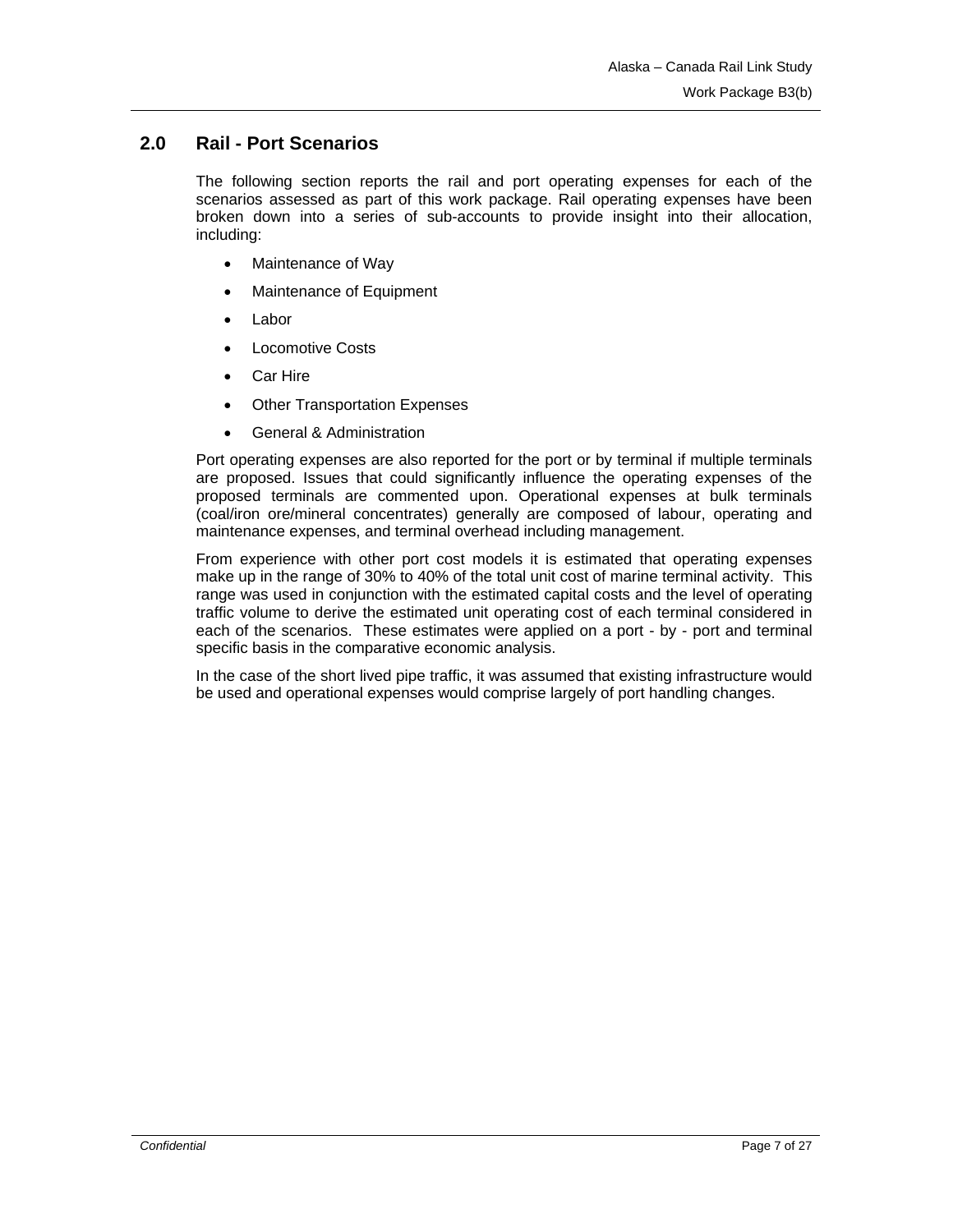## 2.0 Rail - Port Scenarios

The following section reports the rail and port operating expenses for each of the scenarios assessed as part of this work package. Rail operating expenses have been broken down into a series of sub-accounts to provide insight into their allocation, including:

- Maintenance of Way
- Maintenance of Equipment
- Labor
- Locomotive Costs
- Car Hire
- Other Transportation Expenses
- General & Administration

Port operating expenses are also reported for the port or by terminal if multiple terminals are proposed. Issues that could significantly influence the operating expenses of the proposed terminals are commented upon. Operational expenses at bulk terminals (coal/iron ore/mineral concentrates) generally are composed of labour, operating and maintenance expenses, and terminal overhead including management.

From experience with other port cost models it is estimated that operating expenses make up in the range of 30% to 40% of the total unit cost of marine terminal activity. This range was used in conjunction with the estimated capital costs and the level of operating traffic volume to derive the estimated unit operating cost of each terminal considered in each of the scenarios. These estimates were applied on a port - by - port and terminal specific basis in the comparative economic analysis.

In the case of the short lived pipe traffic, it was assumed that existing infrastructure would be used and operational expenses would comprise largely of port handling changes.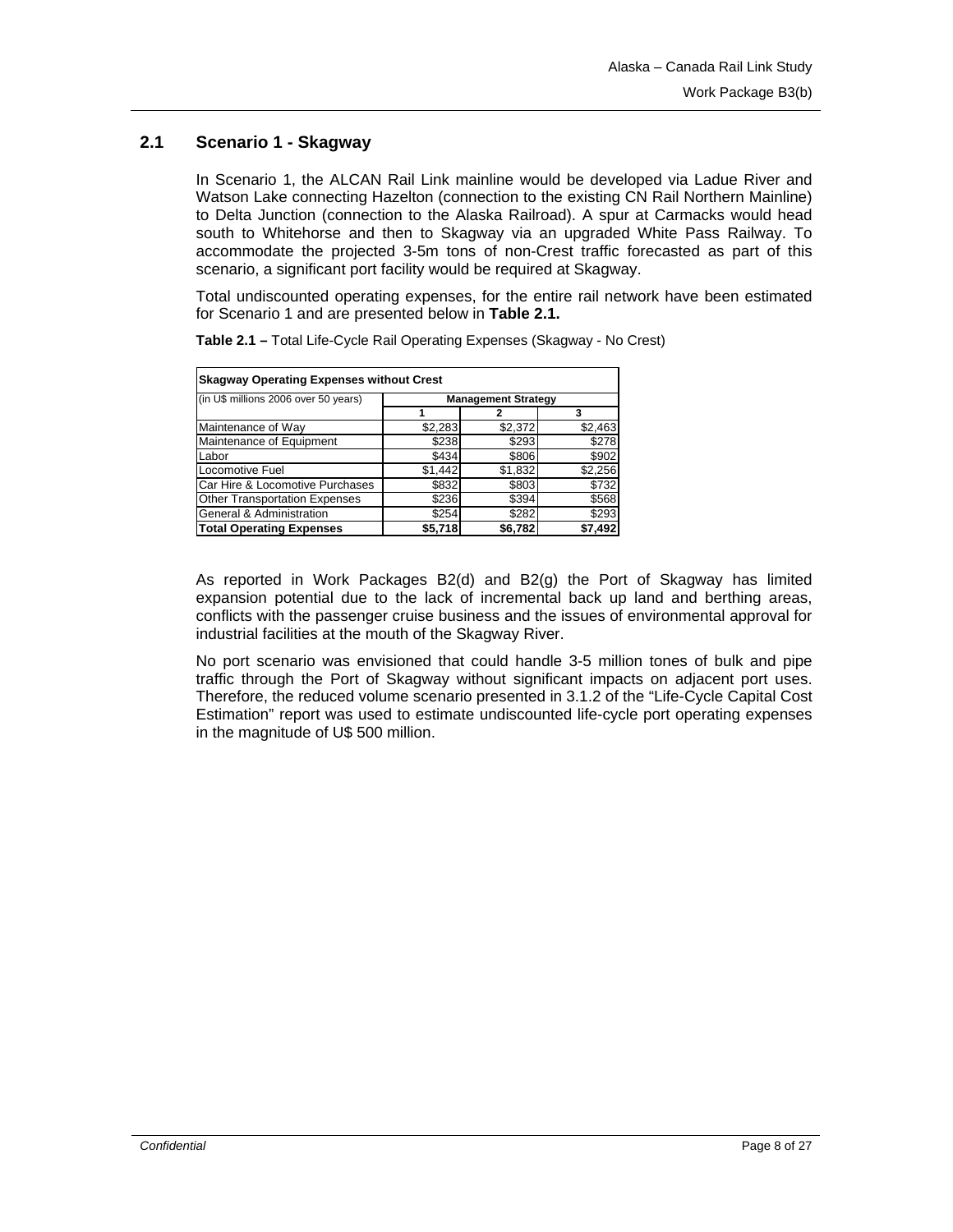## 2.1 Scenario 1 - Skagway

In Scenario 1, the ALCAN Rail Link mainline would be developed via Ladue River and Watson Lake connecting Hazelton (connection to the existing CN Rail Northern Mainline) to Delta Junction (connection to the Alaska Railroad). A spur at Carmacks would head south to Whitehorse and then to Skagway via an upgraded White Pass Railway. To accommodate the projected 3-5m tons of non-Crest traffic forecasted as part of this scenario, a significant port facility would be required at Skagway.

Total undiscounted operating expenses, for the entire rail network have been estimated for Scenario 1 and are presented below in **Table 2.1.**

**Table 2.1 –** Total Life-Cycle Rail Operating Expenses (Skagway - No Crest)

| **Skagway Operating Expenses without Crest** | | | |
|---|---|---|---|
| (in U$ millions 2006 over 50 years) | **Management Strategy** | | |
| | **1** | **2** | **3** |
| Maintenance of Way | $2,283 | $2,372 | $2,463 |
| Maintenance of Equipment | $238 | $293 | $278 |
| Labor | $434 | $806 | $902 |
| Locomotive Fuel | $1,442 | $1,832 | $2,256 |
| Car Hire & Locomotive Purchases | $832 | $803 | $732 |
| Other Transportation Expenses | $236 | $394 | $568 |
| General & Administration | $254 | $282 | $293 |
| **Total Operating Expenses** | **$5,718** | **$6,782** | **$7,492** |

As reported in Work Packages B2(d) and B2(g) the Port of Skagway has limited expansion potential due to the lack of incremental back up land and berthing areas, conflicts with the passenger cruise business and the issues of environmental approval for industrial facilities at the mouth of the Skagway River.

No port scenario was envisioned that could handle 3-5 million tones of bulk and pipe traffic through the Port of Skagway without significant impacts on adjacent port uses. Therefore, the reduced volume scenario presented in 3.1.2 of the "Life-Cycle Capital Cost Estimation" report was used to estimate undiscounted life-cycle port operating expenses in the magnitude of U$ 500 million.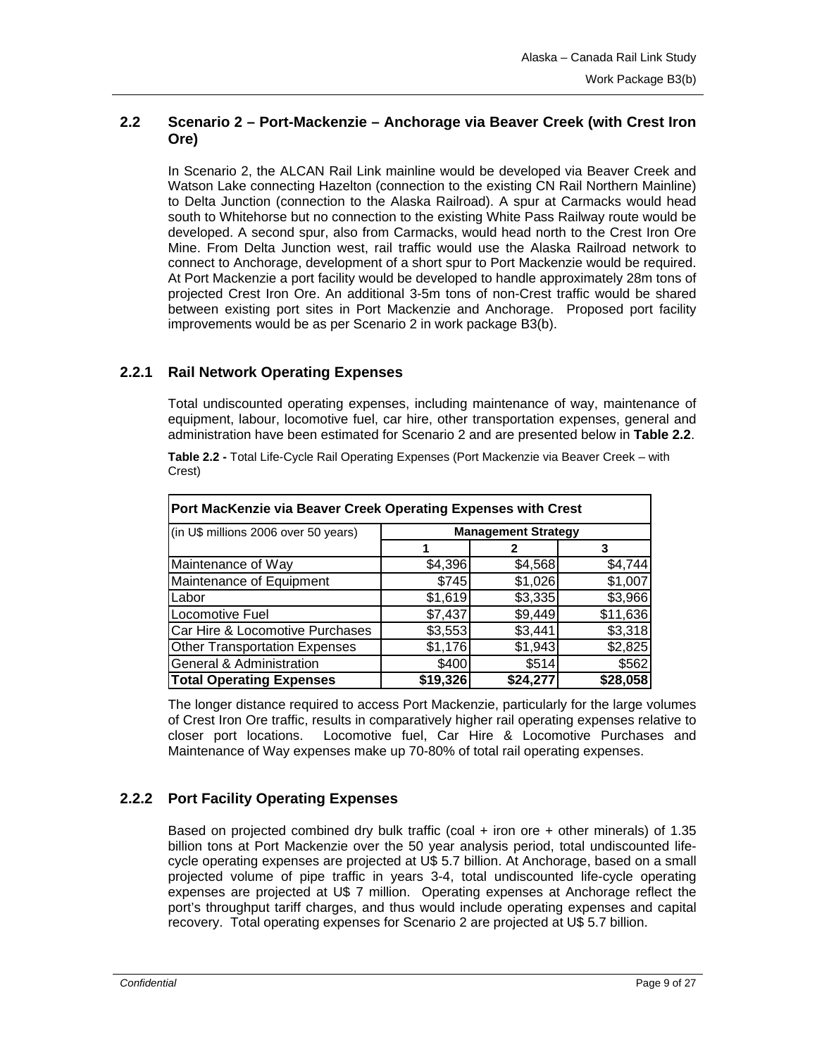## 2.2 Scenario 2 – Port-Mackenzie – Anchorage via Beaver Creek (with Crest Iron Ore)

In Scenario 2, the ALCAN Rail Link mainline would be developed via Beaver Creek and Watson Lake connecting Hazelton (connection to the existing CN Rail Northern Mainline) to Delta Junction (connection to the Alaska Railroad). A spur at Carmacks would head south to Whitehorse but no connection to the existing White Pass Railway route would be developed. A second spur, also from Carmacks, would head north to the Crest Iron Ore Mine. From Delta Junction west, rail traffic would use the Alaska Railroad network to connect to Anchorage, development of a short spur to Port Mackenzie would be required. At Port Mackenzie a port facility would be developed to handle approximately 28m tons of projected Crest Iron Ore. An additional 3-5m tons of non-Crest traffic would be shared between existing port sites in Port Mackenzie and Anchorage. Proposed port facility improvements would be as per Scenario 2 in work package B3(b).

### 2.2.1 Rail Network Operating Expenses

Total undiscounted operating expenses, including maintenance of way, maintenance of equipment, labour, locomotive fuel, car hire, other transportation expenses, general and administration have been estimated for Scenario 2 and are presented below in **Table 2.2**.

**Table 2.2 -** Total Life-Cycle Rail Operating Expenses (Port Mackenzie via Beaver Creek – with Crest)

| Port MacKenzie via Beaver Creek Operating Expenses with Crest | | | |
|---|---|---|---|
| (in U$ millions 2006 over 50 years) | Management Strategy | | |
| | 1 | 2 | 3 |
| Maintenance of Way | $4,396 | $4,568 | $4,744 |
| Maintenance of Equipment | $745 | $1,026 | $1,007 |
| Labor | $1,619 | $3,335 | $3,966 |
| Locomotive Fuel | $7,437 | $9,449 | $11,636 |
| Car Hire & Locomotive Purchases | $3,553 | $3,441 | $3,318 |
| Other Transportation Expenses | $1,176 | $1,943 | $2,825 |
| General & Administration | $400 | $514 | $562 |
| **Total Operating Expenses** | **$19,326** | **$24,277** | **$28,058** |

The longer distance required to access Port Mackenzie, particularly for the large volumes of Crest Iron Ore traffic, results in comparatively higher rail operating expenses relative to closer port locations. Locomotive fuel, Car Hire & Locomotive Purchases and Maintenance of Way expenses make up 70-80% of total rail operating expenses.

### 2.2.2 Port Facility Operating Expenses

Based on projected combined dry bulk traffic (coal + iron ore + other minerals) of 1.35 billion tons at Port Mackenzie over the 50 year analysis period, total undiscounted life-cycle operating expenses are projected at U$ 5.7 billion. At Anchorage, based on a small projected volume of pipe traffic in years 3-4, total undiscounted life-cycle operating expenses are projected at U$ 7 million. Operating expenses at Anchorage reflect the port's throughput tariff charges, and thus would include operating expenses and capital recovery. Total operating expenses for Scenario 2 are projected at U$ 5.7 billion.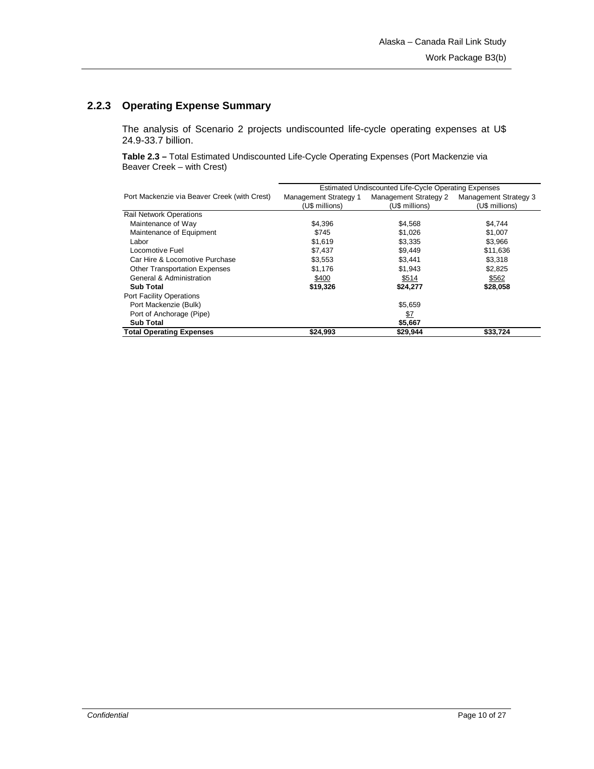### 2.2.3 Operating Expense Summary

The analysis of Scenario 2 projects undiscounted life-cycle operating expenses at U$ 24.9-33.7 billion.

**Table 2.3 –** Total Estimated Undiscounted Life-Cycle Operating Expenses (Port Mackenzie via Beaver Creek – with Crest)

| | Estimated Undiscounted Life-Cycle Operating Expenses | | |
|---|---|---|---|
| Port Mackenzie via Beaver Creek (with Crest) | Management Strategy 1 (U$ millions) | Management Strategy 2 (U$ millions) | Management Strategy 3 (U$ millions) |
| Rail Network Operations | | | |
| Maintenance of Way | $4,396 | $4,568 | $4,744 |
| Maintenance of Equipment | $745 | $1,026 | $1,007 |
| Labor | $1,619 | $3,335 | $3,966 |
| Locomotive Fuel | $7,437 | $9,449 | $11,636 |
| Car Hire & Locomotive Purchase | $3,553 | $3,441 | $3,318 |
| Other Transportation Expenses | $1,176 | $1,943 | $2,825 |
| General & Administration | $400 | $514 | $562 |
| **Sub Total** | **$19,326** | **$24,277** | **$28,058** |
| Port Facility Operations | | | |
| Port Mackenzie (Bulk) | | $5,659 | |
| Port of Anchorage (Pipe) | | $7 | |
| **Sub Total** | | **$5,667** | |
| **Total Operating Expenses** | **$24,993** | **$29,944** | **$33,724** |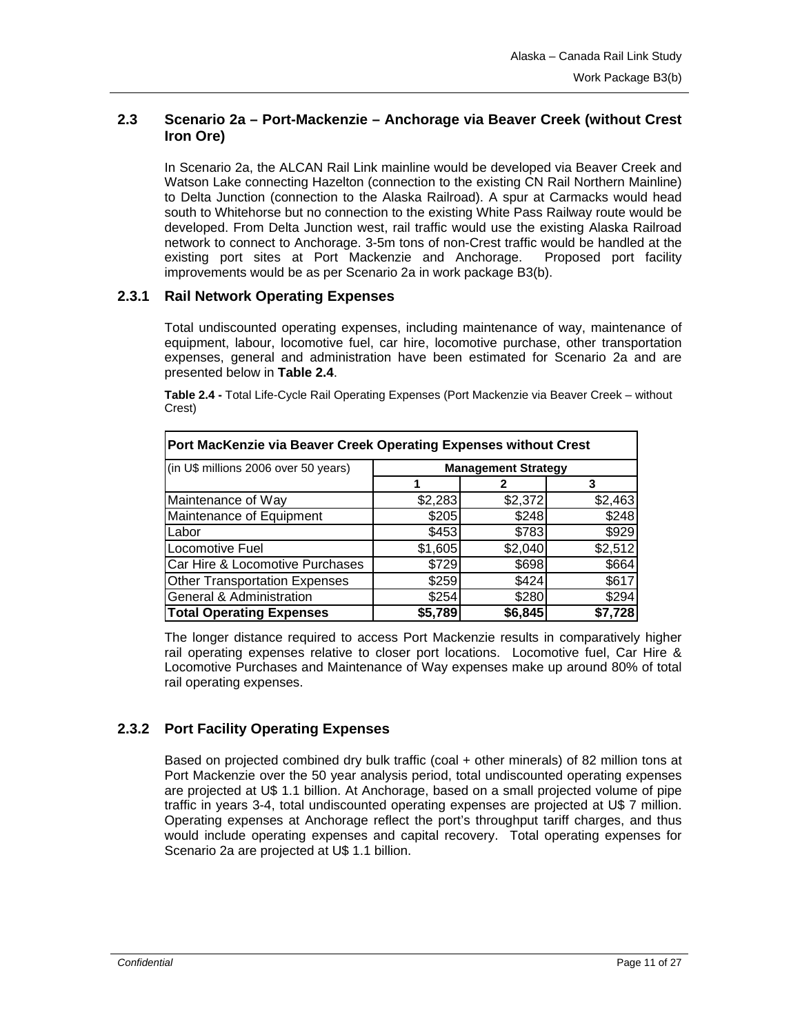## 2.3 Scenario 2a – Port-Mackenzie – Anchorage via Beaver Creek (without Crest Iron Ore)

In Scenario 2a, the ALCAN Rail Link mainline would be developed via Beaver Creek and Watson Lake connecting Hazelton (connection to the existing CN Rail Northern Mainline) to Delta Junction (connection to the Alaska Railroad). A spur at Carmacks would head south to Whitehorse but no connection to the existing White Pass Railway route would be developed. From Delta Junction west, rail traffic would use the existing Alaska Railroad network to connect to Anchorage. 3-5m tons of non-Crest traffic would be handled at the existing port sites at Port Mackenzie and Anchorage. Proposed port facility improvements would be as per Scenario 2a in work package B3(b).

### 2.3.1 Rail Network Operating Expenses

Total undiscounted operating expenses, including maintenance of way, maintenance of equipment, labour, locomotive fuel, car hire, locomotive purchase, other transportation expenses, general and administration have been estimated for Scenario 2a and are presented below in **Table 2.4**.

**Table 2.4 -** Total Life-Cycle Rail Operating Expenses (Port Mackenzie via Beaver Creek – without Crest)

| **Port MacKenzie via Beaver Creek Operating Expenses without Crest** | | | |
|---|---|---|---|
| (in U$ millions 2006 over 50 years) | **Management Strategy** | | |
| | **1** | **2** | **3** |
| Maintenance of Way | $2,283 | $2,372 | $2,463 |
| Maintenance of Equipment | $205 | $248 | $248 |
| Labor | $453 | $783 | $929 |
| Locomotive Fuel | $1,605 | $2,040 | $2,512 |
| Car Hire & Locomotive Purchases | $729 | $698 | $664 |
| Other Transportation Expenses | $259 | $424 | $617 |
| General & Administration | $254 | $280 | $294 |
| **Total Operating Expenses** | **$5,789** | **$6,845** | **$7,728** |

The longer distance required to access Port Mackenzie results in comparatively higher rail operating expenses relative to closer port locations. Locomotive fuel, Car Hire & Locomotive Purchases and Maintenance of Way expenses make up around 80% of total rail operating expenses.

### 2.3.2 Port Facility Operating Expenses

Based on projected combined dry bulk traffic (coal + other minerals) of 82 million tons at Port Mackenzie over the 50 year analysis period, total undiscounted operating expenses are projected at U$ 1.1 billion. At Anchorage, based on a small projected volume of pipe traffic in years 3-4, total undiscounted operating expenses are projected at U$ 7 million. Operating expenses at Anchorage reflect the port's throughput tariff charges, and thus would include operating expenses and capital recovery. Total operating expenses for Scenario 2a are projected at U$ 1.1 billion.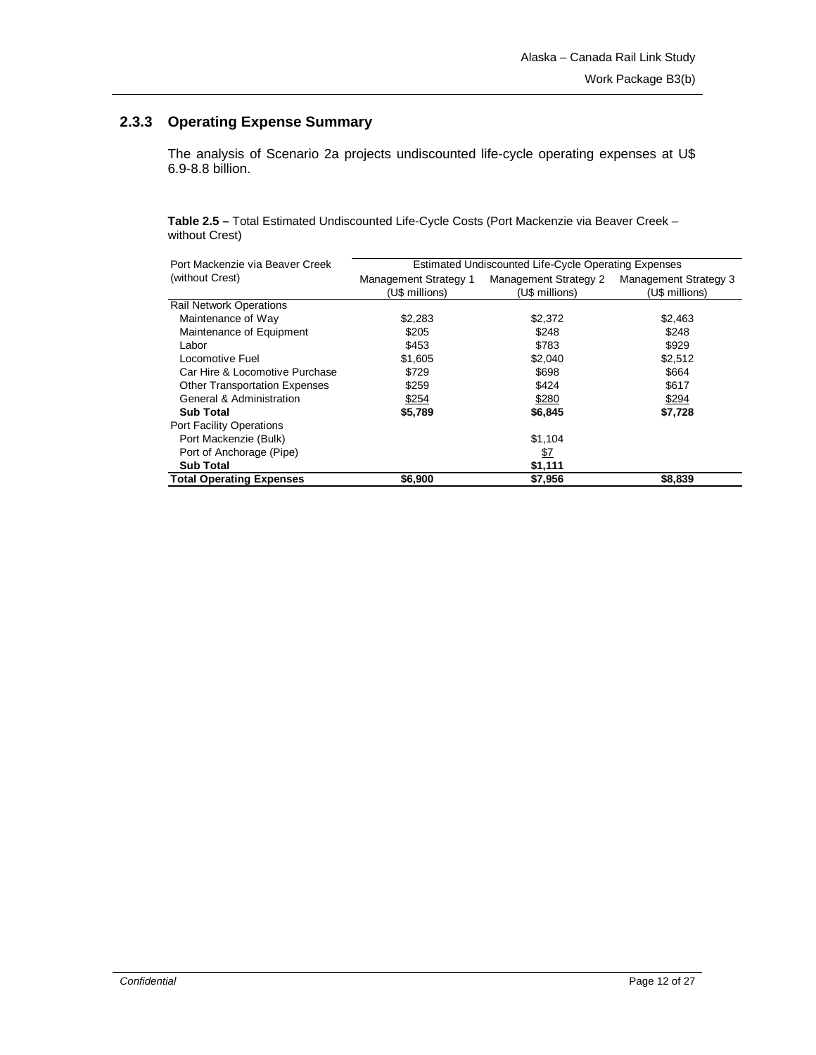### 2.3.3 Operating Expense Summary

The analysis of Scenario 2a projects undiscounted life-cycle operating expenses at U$ 6.9-8.8 billion.

**Table 2.5 –** Total Estimated Undiscounted Life-Cycle Costs (Port Mackenzie via Beaver Creek – without Crest)

| Port Mackenzie via Beaver Creek (without Crest) | Estimated Undiscounted Life-Cycle Operating Expenses | | |
|---|---|---|---|
| | Management Strategy 1 (U$ millions) | Management Strategy 2 (U$ millions) | Management Strategy 3 (U$ millions) |
| Rail Network Operations | | | |
| Maintenance of Way | $2,283 | $2,372 | $2,463 |
| Maintenance of Equipment | $205 | $248 | $248 |
| Labor | $453 | $783 | $929 |
| Locomotive Fuel | $1,605 | $2,040 | $2,512 |
| Car Hire & Locomotive Purchase | $729 | $698 | $664 |
| Other Transportation Expenses | $259 | $424 | $617 |
| General & Administration | $254 | $280 | $294 |
| **Sub Total** | **$5,789** | **$6,845** | **$7,728** |
| Port Facility Operations | | | |
| Port Mackenzie (Bulk) | | $1,104 | |
| Port of Anchorage (Pipe) | | $7 | |
| **Sub Total** | | **$1,111** | |
| **Total Operating Expenses** | **$6,900** | **$7,956** | **$8,839** |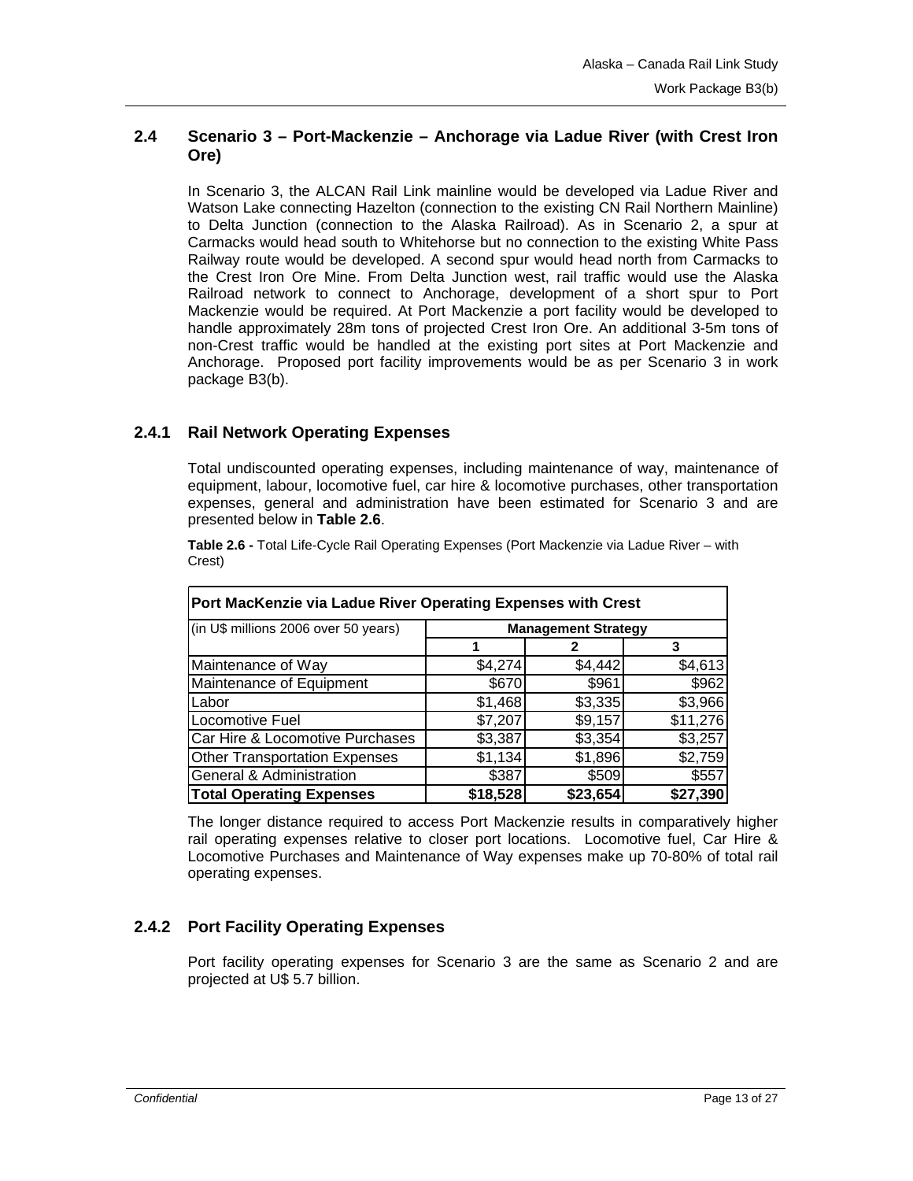## 2.4 Scenario 3 – Port-Mackenzie – Anchorage via Ladue River (with Crest Iron Ore)

In Scenario 3, the ALCAN Rail Link mainline would be developed via Ladue River and Watson Lake connecting Hazelton (connection to the existing CN Rail Northern Mainline) to Delta Junction (connection to the Alaska Railroad). As in Scenario 2, a spur at Carmacks would head south to Whitehorse but no connection to the existing White Pass Railway route would be developed. A second spur would head north from Carmacks to the Crest Iron Ore Mine. From Delta Junction west, rail traffic would use the Alaska Railroad network to connect to Anchorage, development of a short spur to Port Mackenzie would be required. At Port Mackenzie a port facility would be developed to handle approximately 28m tons of projected Crest Iron Ore. An additional 3-5m tons of non-Crest traffic would be handled at the existing port sites at Port Mackenzie and Anchorage. Proposed port facility improvements would be as per Scenario 3 in work package B3(b).

### 2.4.1 Rail Network Operating Expenses

Total undiscounted operating expenses, including maintenance of way, maintenance of equipment, labour, locomotive fuel, car hire & locomotive purchases, other transportation expenses, general and administration have been estimated for Scenario 3 and are presented below in **Table 2.6**.

**Table 2.6 -** Total Life-Cycle Rail Operating Expenses (Port Mackenzie via Ladue River – with Crest)

| Port MacKenzie via Ladue River Operating Expenses with Crest | | | |
|---|---|---|---|
| (in U$ millions 2006 over 50 years) | Management Strategy | | |
| | 1 | 2 | 3 |
| Maintenance of Way | $4,274 | $4,442 | $4,613 |
| Maintenance of Equipment | $670 | $961 | $962 |
| Labor | $1,468 | $3,335 | $3,966 |
| Locomotive Fuel | $7,207 | $9,157 | $11,276 |
| Car Hire & Locomotive Purchases | $3,387 | $3,354 | $3,257 |
| Other Transportation Expenses | $1,134 | $1,896 | $2,759 |
| General & Administration | $387 | $509 | $557 |
| **Total Operating Expenses** | **$18,528** | **$23,654** | **$27,390** |

The longer distance required to access Port Mackenzie results in comparatively higher rail operating expenses relative to closer port locations. Locomotive fuel, Car Hire & Locomotive Purchases and Maintenance of Way expenses make up 70-80% of total rail operating expenses.

### 2.4.2 Port Facility Operating Expenses

Port facility operating expenses for Scenario 3 are the same as Scenario 2 and are projected at U$ 5.7 billion.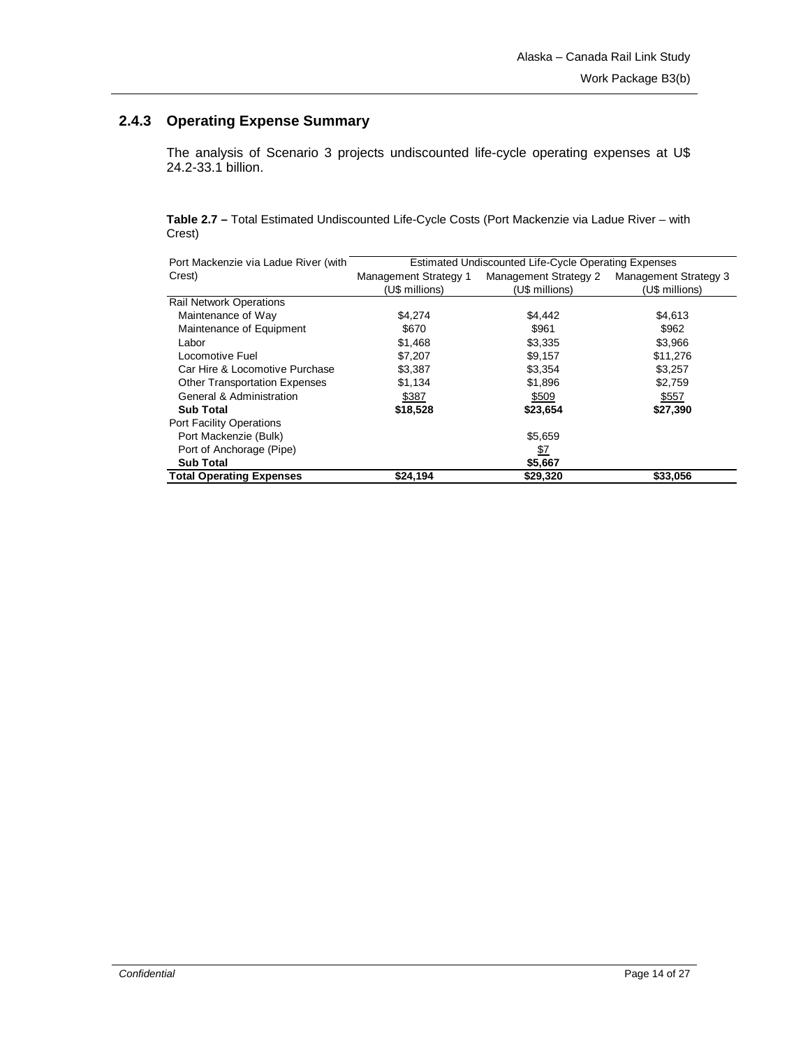### 2.4.3 Operating Expense Summary

The analysis of Scenario 3 projects undiscounted life-cycle operating expenses at U$ 24.2-33.1 billion.

**Table 2.7 –** Total Estimated Undiscounted Life-Cycle Costs (Port Mackenzie via Ladue River – with Crest)

| Port Mackenzie via Ladue River (with Crest) | Estimated Undiscounted Life-Cycle Operating Expenses | | |
|---|---|---|---|
| | Management Strategy 1 (U$ millions) | Management Strategy 2 (U$ millions) | Management Strategy 3 (U$ millions) |
| Rail Network Operations | | | |
| Maintenance of Way | $4,274 | $4,442 | $4,613 |
| Maintenance of Equipment | $670 | $961 | $962 |
| Labor | $1,468 | $3,335 | $3,966 |
| Locomotive Fuel | $7,207 | $9,157 | $11,276 |
| Car Hire & Locomotive Purchase | $3,387 | $3,354 | $3,257 |
| Other Transportation Expenses | $1,134 | $1,896 | $2,759 |
| General & Administration | $387 | $509 | $557 |
| **Sub Total** | **$18,528** | **$23,654** | **$27,390** |
| Port Facility Operations | | | |
| Port Mackenzie (Bulk) | | $5,659 | |
| Port of Anchorage (Pipe) | | $7 | |
| **Sub Total** | | **$5,667** | |
| **Total Operating Expenses** | **$24,194** | **$29,320** | **$33,056** |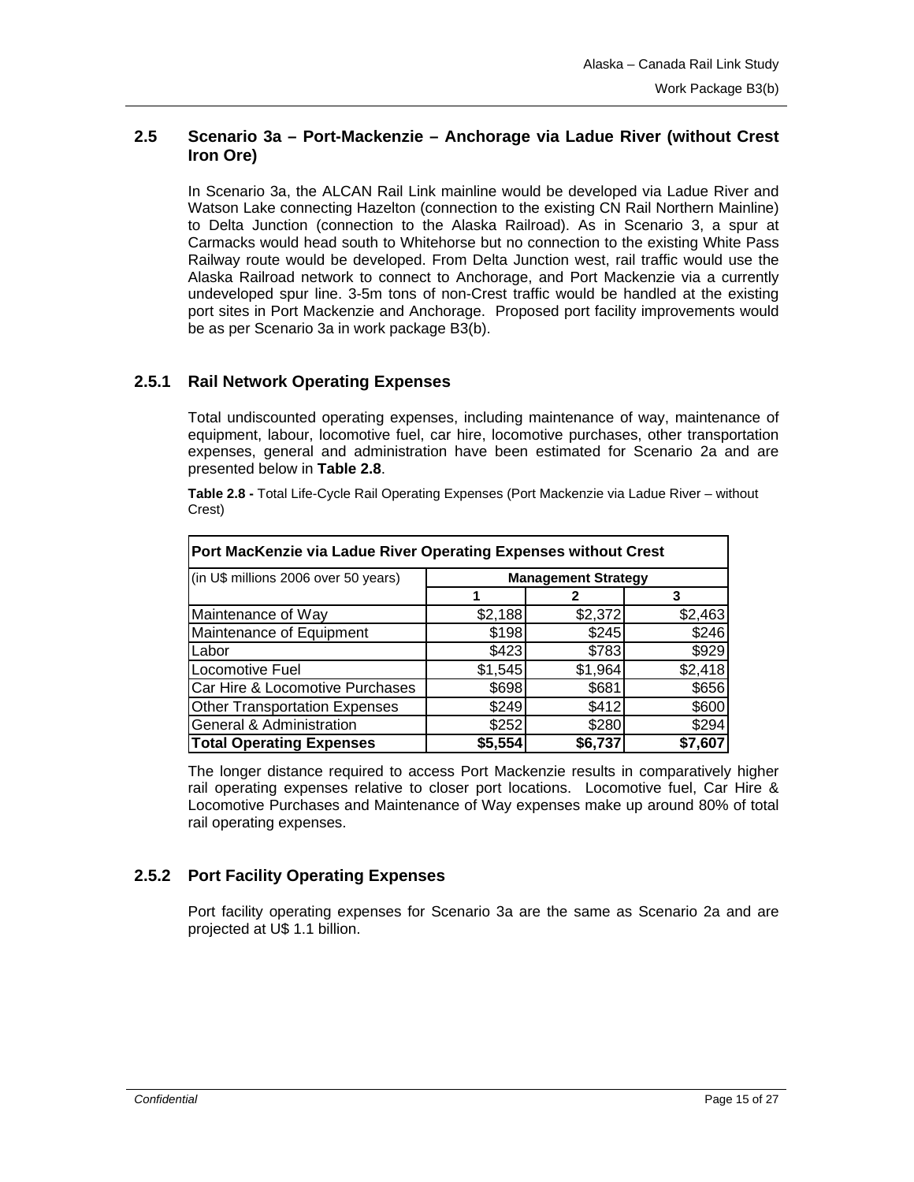## 2.5 Scenario 3a – Port-Mackenzie – Anchorage via Ladue River (without Crest Iron Ore)

In Scenario 3a, the ALCAN Rail Link mainline would be developed via Ladue River and Watson Lake connecting Hazelton (connection to the existing CN Rail Northern Mainline) to Delta Junction (connection to the Alaska Railroad). As in Scenario 3, a spur at Carmacks would head south to Whitehorse but no connection to the existing White Pass Railway route would be developed. From Delta Junction west, rail traffic would use the Alaska Railroad network to connect to Anchorage, and Port Mackenzie via a currently undeveloped spur line. 3-5m tons of non-Crest traffic would be handled at the existing port sites in Port Mackenzie and Anchorage. Proposed port facility improvements would be as per Scenario 3a in work package B3(b).

### 2.5.1 Rail Network Operating Expenses

Total undiscounted operating expenses, including maintenance of way, maintenance of equipment, labour, locomotive fuel, car hire, locomotive purchases, other transportation expenses, general and administration have been estimated for Scenario 2a and are presented below in **Table 2.8**.

**Table 2.8 -** Total Life-Cycle Rail Operating Expenses (Port Mackenzie via Ladue River – without Crest)

| Port MacKenzie via Ladue River Operating Expenses without Crest | | | |
|---|---|---|---|
| (in U$ millions 2006 over 50 years) | **Management Strategy** | | |
| | **1** | **2** | **3** |
| Maintenance of Way | $2,188 | $2,372 | $2,463 |
| Maintenance of Equipment | $198 | $245 | $246 |
| Labor | $423 | $783 | $929 |
| Locomotive Fuel | $1,545 | $1,964 | $2,418 |
| Car Hire & Locomotive Purchases | $698 | $681 | $656 |
| Other Transportation Expenses | $249 | $412 | $600 |
| General & Administration | $252 | $280 | $294 |
| **Total Operating Expenses** | **$5,554** | **$6,737** | **$7,607** |

The longer distance required to access Port Mackenzie results in comparatively higher rail operating expenses relative to closer port locations. Locomotive fuel, Car Hire & Locomotive Purchases and Maintenance of Way expenses make up around 80% of total rail operating expenses.

### 2.5.2 Port Facility Operating Expenses

Port facility operating expenses for Scenario 3a are the same as Scenario 2a and are projected at U$ 1.1 billion.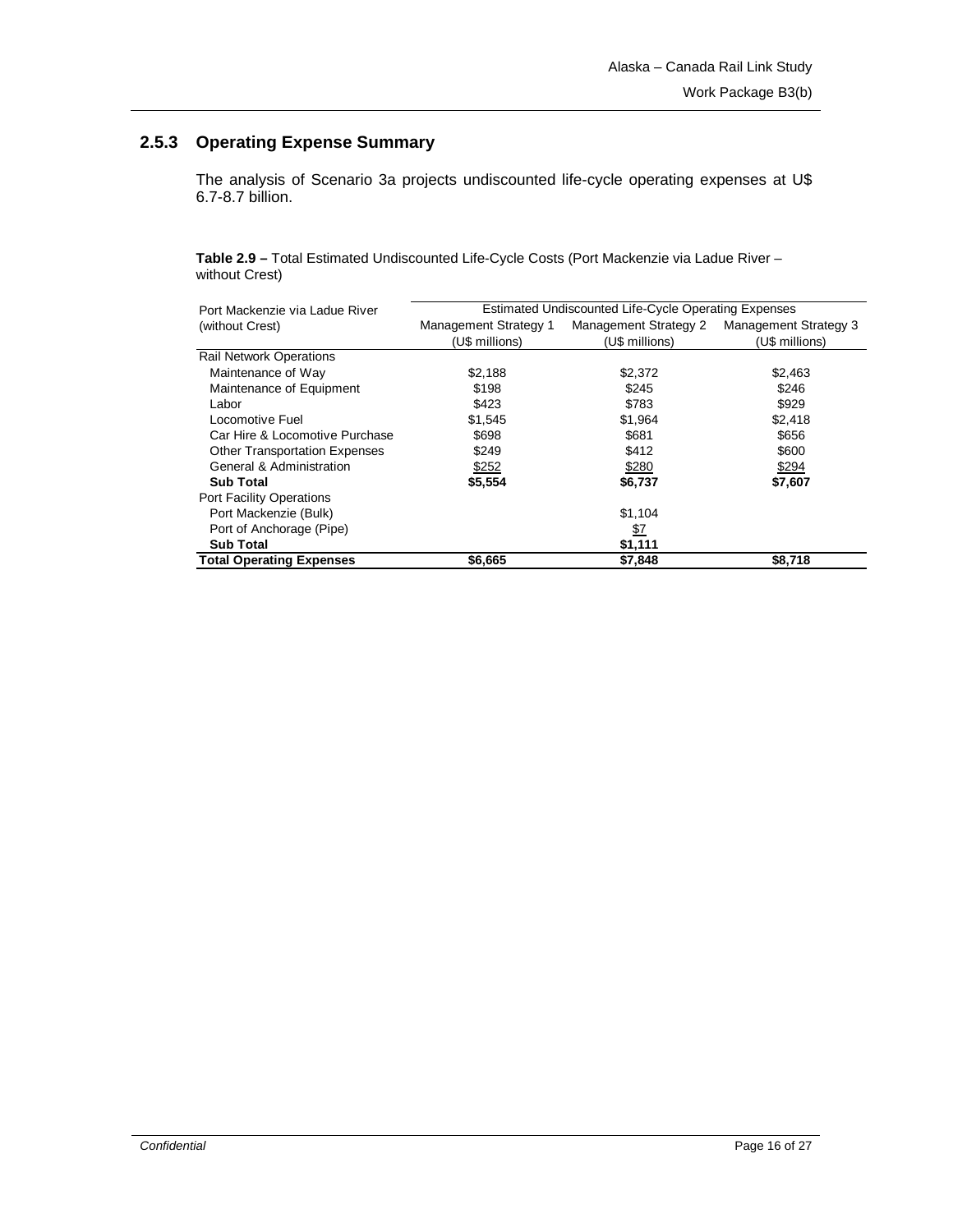### 2.5.3 Operating Expense Summary

The analysis of Scenario 3a projects undiscounted life-cycle operating expenses at U$ 6.7-8.7 billion.

**Table 2.9 –** Total Estimated Undiscounted Life-Cycle Costs (Port Mackenzie via Ladue River – without Crest)

| Port Mackenzie via Ladue River (without Crest) | Estimated Undiscounted Life-Cycle Operating Expenses | | |
|---|---|---|---|
| | Management Strategy 1 (U$ millions) | Management Strategy 2 (U$ millions) | Management Strategy 3 (U$ millions) |
| Rail Network Operations | | | |
| Maintenance of Way | $2,188 | $2,372 | $2,463 |
| Maintenance of Equipment | $198 | $245 | $246 |
| Labor | $423 | $783 | $929 |
| Locomotive Fuel | $1,545 | $1,964 | $2,418 |
| Car Hire & Locomotive Purchase | $698 | $681 | $656 |
| Other Transportation Expenses | $249 | $412 | $600 |
| General & Administration | $252 | $280 | $294 |
| **Sub Total** | **$5,554** | **$6,737** | **$7,607** |
| Port Facility Operations | | | |
| Port Mackenzie (Bulk) | | $1,104 | |
| Port of Anchorage (Pipe) | | $7 | |
| **Sub Total** | | **$1,111** | |
| **Total Operating Expenses** | **$6,665** | **$7,848** | **$8,718** |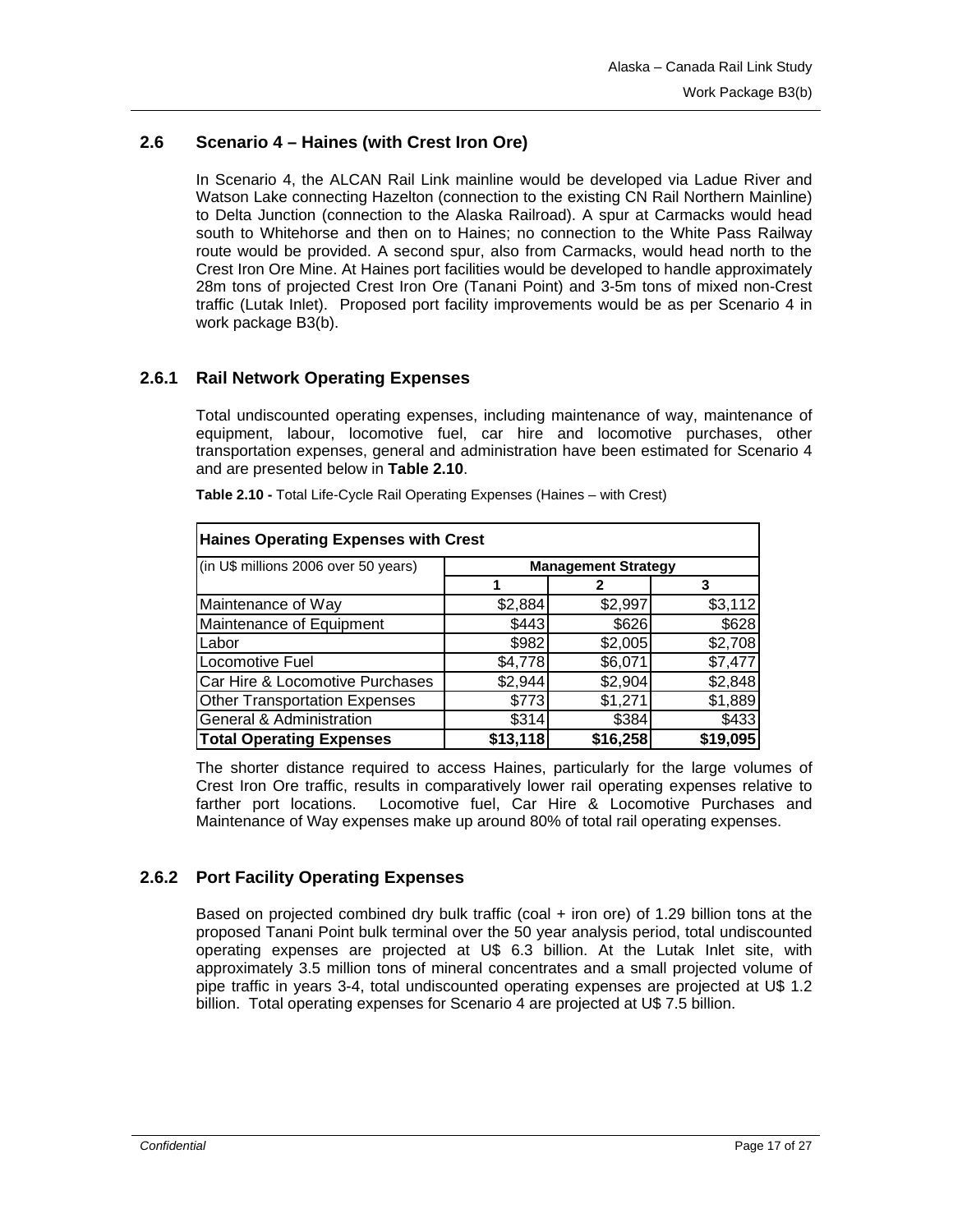## 2.6 Scenario 4 – Haines (with Crest Iron Ore)

In Scenario 4, the ALCAN Rail Link mainline would be developed via Ladue River and Watson Lake connecting Hazelton (connection to the existing CN Rail Northern Mainline) to Delta Junction (connection to the Alaska Railroad). A spur at Carmacks would head south to Whitehorse and then on to Haines; no connection to the White Pass Railway route would be provided. A second spur, also from Carmacks, would head north to the Crest Iron Ore Mine. At Haines port facilities would be developed to handle approximately 28m tons of projected Crest Iron Ore (Tanani Point) and 3-5m tons of mixed non-Crest traffic (Lutak Inlet). Proposed port facility improvements would be as per Scenario 4 in work package B3(b).

### 2.6.1 Rail Network Operating Expenses

Total undiscounted operating expenses, including maintenance of way, maintenance of equipment, labour, locomotive fuel, car hire and locomotive purchases, other transportation expenses, general and administration have been estimated for Scenario 4 and are presented below in **Table 2.10**.

**Table 2.10 -** Total Life-Cycle Rail Operating Expenses (Haines – with Crest)

| Haines Operating Expenses with Crest | | | |
|---|---|---|---|
| (in U$ millions 2006 over 50 years) | Management Strategy | | |
| | 1 | 2 | 3 |
| Maintenance of Way | $2,884 | $2,997 | $3,112 |
| Maintenance of Equipment | $443 | $626 | $628 |
| Labor | $982 | $2,005 | $2,708 |
| Locomotive Fuel | $4,778 | $6,071 | $7,477 |
| Car Hire & Locomotive Purchases | $2,944 | $2,904 | $2,848 |
| Other Transportation Expenses | $773 | $1,271 | $1,889 |
| General & Administration | $314 | $384 | $433 |
| **Total Operating Expenses** | **$13,118** | **$16,258** | **$19,095** |

The shorter distance required to access Haines, particularly for the large volumes of Crest Iron Ore traffic, results in comparatively lower rail operating expenses relative to farther port locations. Locomotive fuel, Car Hire & Locomotive Purchases and Maintenance of Way expenses make up around 80% of total rail operating expenses.

### 2.6.2 Port Facility Operating Expenses

Based on projected combined dry bulk traffic (coal + iron ore) of 1.29 billion tons at the proposed Tanani Point bulk terminal over the 50 year analysis period, total undiscounted operating expenses are projected at U$ 6.3 billion. At the Lutak Inlet site, with approximately 3.5 million tons of mineral concentrates and a small projected volume of pipe traffic in years 3-4, total undiscounted operating expenses are projected at U$ 1.2 billion. Total operating expenses for Scenario 4 are projected at U$ 7.5 billion.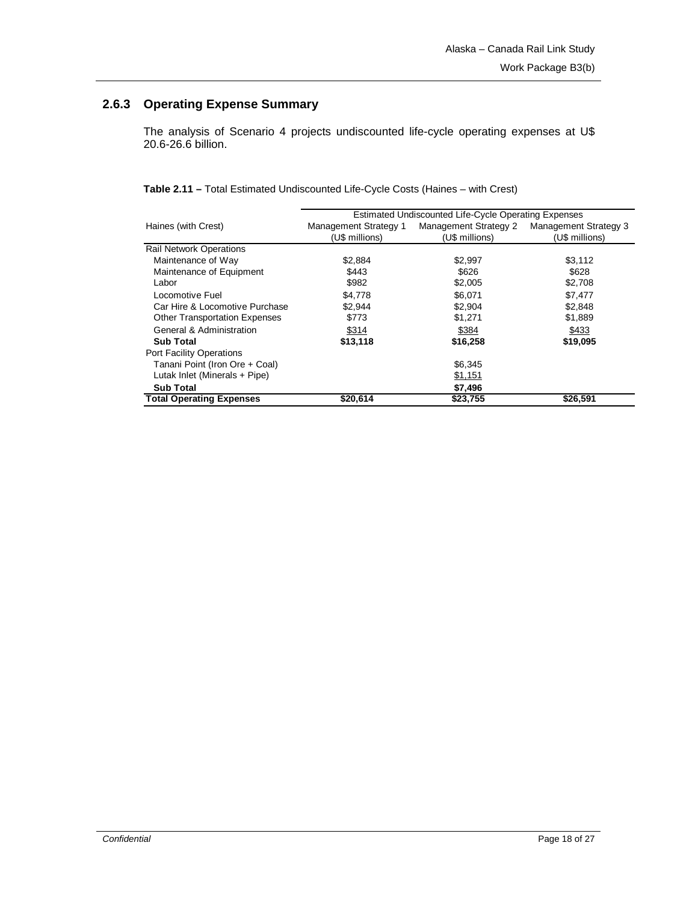### 2.6.3 Operating Expense Summary

The analysis of Scenario 4 projects undiscounted life-cycle operating expenses at U$ 20.6-26.6 billion.

**Table 2.11 –** Total Estimated Undiscounted Life-Cycle Costs (Haines – with Crest)

| | Estimated Undiscounted Life-Cycle Operating Expenses | | |
|---|---|---|---|
| Haines (with Crest) | Management Strategy 1 (U$ millions) | Management Strategy 2 (U$ millions) | Management Strategy 3 (U$ millions) |
| Rail Network Operations | | | |
| Maintenance of Way | $2,884 | $2,997 | $3,112 |
| Maintenance of Equipment | $443 | $626 | $628 |
| Labor | $982 | $2,005 | $2,708 |
| Locomotive Fuel | $4,778 | $6,071 | $7,477 |
| Car Hire & Locomotive Purchase | $2,944 | $2,904 | $2,848 |
| Other Transportation Expenses | $773 | $1,271 | $1,889 |
| General & Administration | $314 | $384 | $433 |
| **Sub Total** | **$13,118** | **$16,258** | **$19,095** |
| Port Facility Operations | | | |
| Tanani Point (Iron Ore + Coal) | | $6,345 | |
| Lutak Inlet (Minerals + Pipe) | | $1,151 | |
| **Sub Total** | | **$7,496** | |
| **Total Operating Expenses** | **$20,614** | **$23,755** | **$26,591** |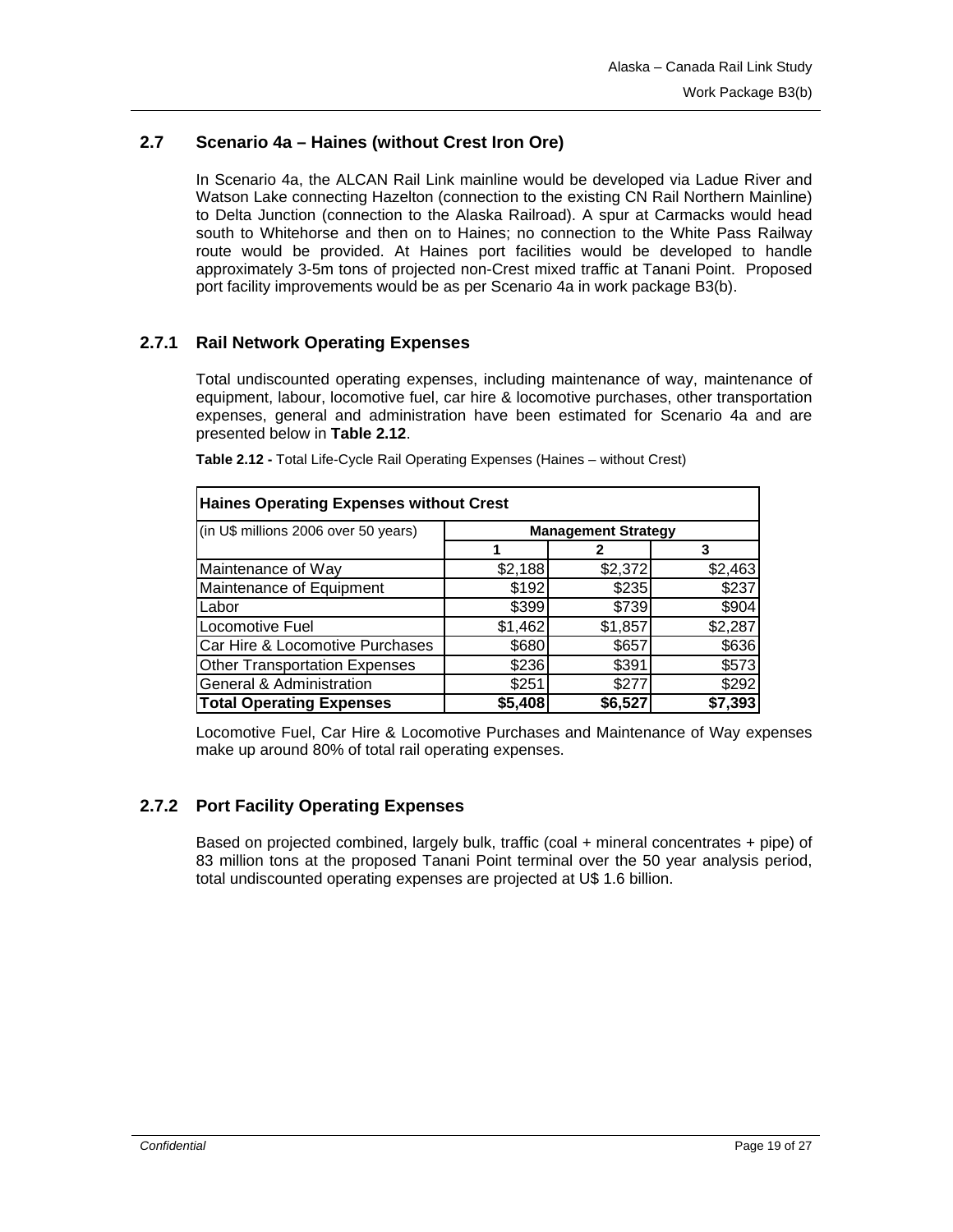## 2.7 Scenario 4a – Haines (without Crest Iron Ore)

In Scenario 4a, the ALCAN Rail Link mainline would be developed via Ladue River and Watson Lake connecting Hazelton (connection to the existing CN Rail Northern Mainline) to Delta Junction (connection to the Alaska Railroad). A spur at Carmacks would head south to Whitehorse and then on to Haines; no connection to the White Pass Railway route would be provided. At Haines port facilities would be developed to handle approximately 3-5m tons of projected non-Crest mixed traffic at Tanani Point. Proposed port facility improvements would be as per Scenario 4a in work package B3(b).

### 2.7.1 Rail Network Operating Expenses

Total undiscounted operating expenses, including maintenance of way, maintenance of equipment, labour, locomotive fuel, car hire & locomotive purchases, other transportation expenses, general and administration have been estimated for Scenario 4a and are presented below in **Table 2.12**.

**Table 2.12 -** Total Life-Cycle Rail Operating Expenses (Haines – without Crest)

| **Haines Operating Expenses without Crest** | | | |
|---|---|---|---|
| (in U$ millions 2006 over 50 years) | **Management Strategy** | | |
| | **1** | **2** | **3** |
| Maintenance of Way | $2,188 | $2,372 | $2,463 |
| Maintenance of Equipment | $192 | $235 | $237 |
| Labor | $399 | $739 | $904 |
| Locomotive Fuel | $1,462 | $1,857 | $2,287 |
| Car Hire & Locomotive Purchases | $680 | $657 | $636 |
| Other Transportation Expenses | $236 | $391 | $573 |
| General & Administration | $251 | $277 | $292 |
| **Total Operating Expenses** | **$5,408** | **$6,527** | **$7,393** |

Locomotive Fuel, Car Hire & Locomotive Purchases and Maintenance of Way expenses make up around 80% of total rail operating expenses.

### 2.7.2 Port Facility Operating Expenses

Based on projected combined, largely bulk, traffic (coal + mineral concentrates + pipe) of 83 million tons at the proposed Tanani Point terminal over the 50 year analysis period, total undiscounted operating expenses are projected at U$ 1.6 billion.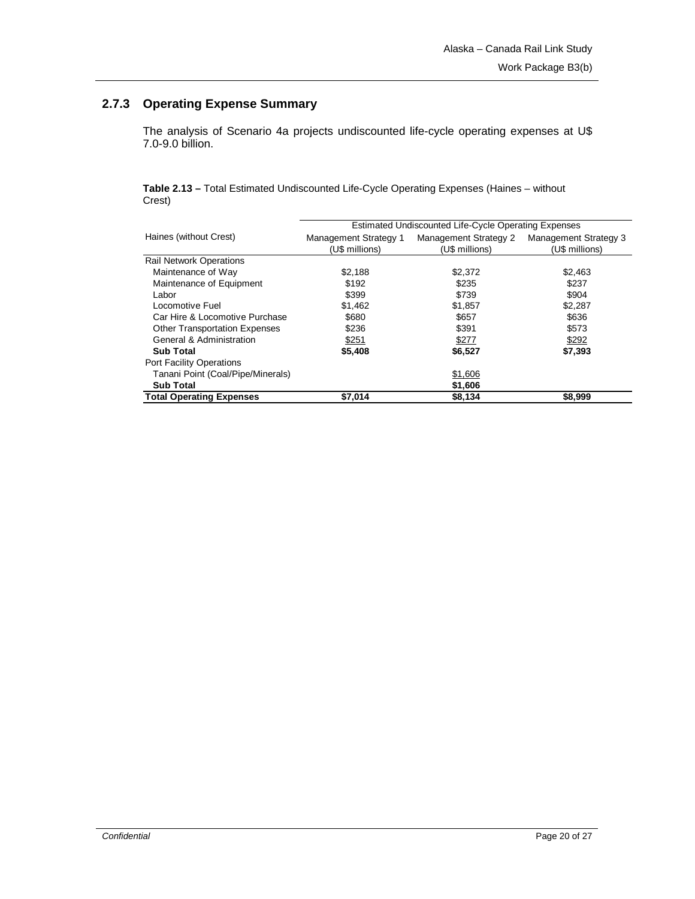### 2.7.3 Operating Expense Summary

The analysis of Scenario 4a projects undiscounted life-cycle operating expenses at U$ 7.0-9.0 billion.

**Table 2.13 –** Total Estimated Undiscounted Life-Cycle Operating Expenses (Haines – without Crest)

| Haines (without Crest) | Estimated Undiscounted Life-Cycle Operating Expenses | | |
|---|---|---|---|
| | Management Strategy 1 (U$ millions) | Management Strategy 2 (U$ millions) | Management Strategy 3 (U$ millions) |
| Rail Network Operations | | | |
| Maintenance of Way | $2,188 | $2,372 | $2,463 |
| Maintenance of Equipment | $192 | $235 | $237 |
| Labor | $399 | $739 | $904 |
| Locomotive Fuel | $1,462 | $1,857 | $2,287 |
| Car Hire & Locomotive Purchase | $680 | $657 | $636 |
| Other Transportation Expenses | $236 | $391 | $573 |
| General & Administration | $251 | $277 | $292 |
| **Sub Total** | **$5,408** | **$6,527** | **$7,393** |
| Port Facility Operations | | | |
| Tanani Point (Coal/Pipe/Minerals) | | $1,606 | |
| **Sub Total** | | **$1,606** | |
| **Total Operating Expenses** | **$7,014** | **$8,134** | **$8,999** |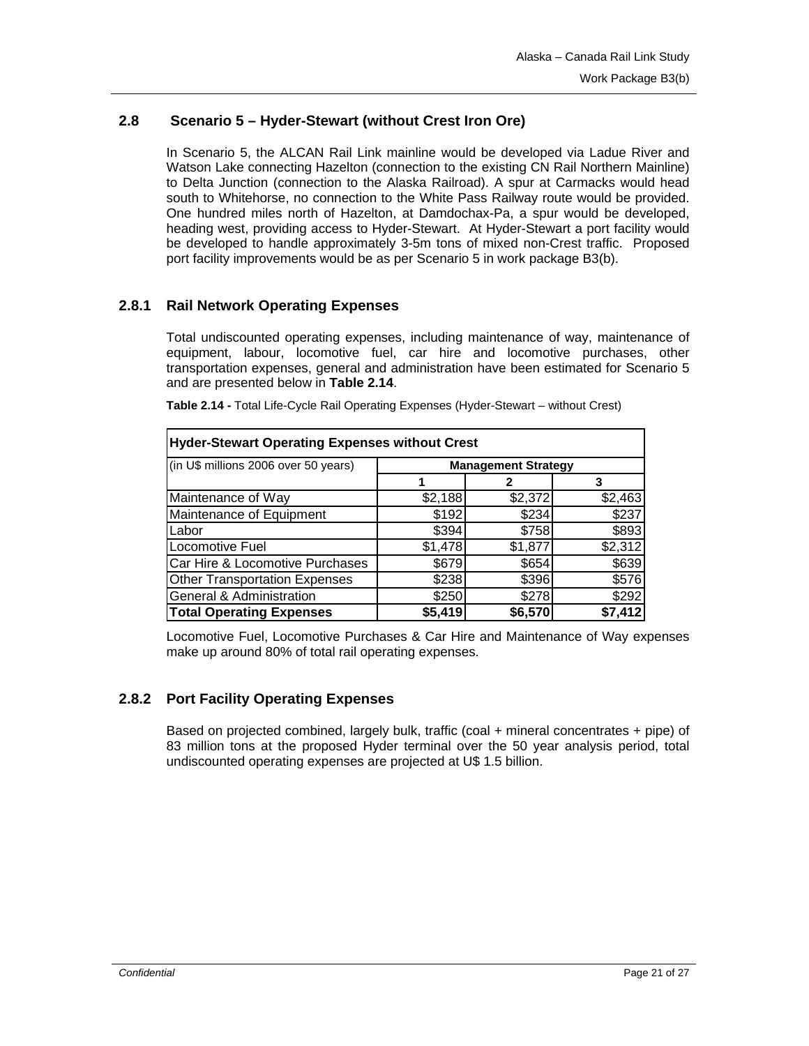## 2.8 Scenario 5 – Hyder-Stewart (without Crest Iron Ore)

In Scenario 5, the ALCAN Rail Link mainline would be developed via Ladue River and Watson Lake connecting Hazelton (connection to the existing CN Rail Northern Mainline) to Delta Junction (connection to the Alaska Railroad). A spur at Carmacks would head south to Whitehorse, no connection to the White Pass Railway route would be provided. One hundred miles north of Hazelton, at Damdochax-Pa, a spur would be developed, heading west, providing access to Hyder-Stewart. At Hyder-Stewart a port facility would be developed to handle approximately 3-5m tons of mixed non-Crest traffic. Proposed port facility improvements would be as per Scenario 5 in work package B3(b).

### 2.8.1 Rail Network Operating Expenses

Total undiscounted operating expenses, including maintenance of way, maintenance of equipment, labour, locomotive fuel, car hire and locomotive purchases, other transportation expenses, general and administration have been estimated for Scenario 5 and are presented below in **Table 2.14**.

**Table 2.14 -** Total Life-Cycle Rail Operating Expenses (Hyder-Stewart – without Crest)

| **Hyder-Stewart Operating Expenses without Crest** | | | |
|---|---|---|---|
| (in U$ millions 2006 over 50 years) | **Management Strategy** | | |
| | **1** | **2** | **3** |
| Maintenance of Way | $2,188 | $2,372 | $2,463 |
| Maintenance of Equipment | $192 | $234 | $237 |
| Labor | $394 | $758 | $893 |
| Locomotive Fuel | $1,478 | $1,877 | $2,312 |
| Car Hire & Locomotive Purchases | $679 | $654 | $639 |
| Other Transportation Expenses | $238 | $396 | $576 |
| General & Administration | $250 | $278 | $292 |
| **Total Operating Expenses** | **$5,419** | **$6,570** | **$7,412** |

Locomotive Fuel, Locomotive Purchases & Car Hire and Maintenance of Way expenses make up around 80% of total rail operating expenses.

### 2.8.2 Port Facility Operating Expenses

Based on projected combined, largely bulk, traffic (coal + mineral concentrates + pipe) of 83 million tons at the proposed Hyder terminal over the 50 year analysis period, total undiscounted operating expenses are projected at U$ 1.5 billion.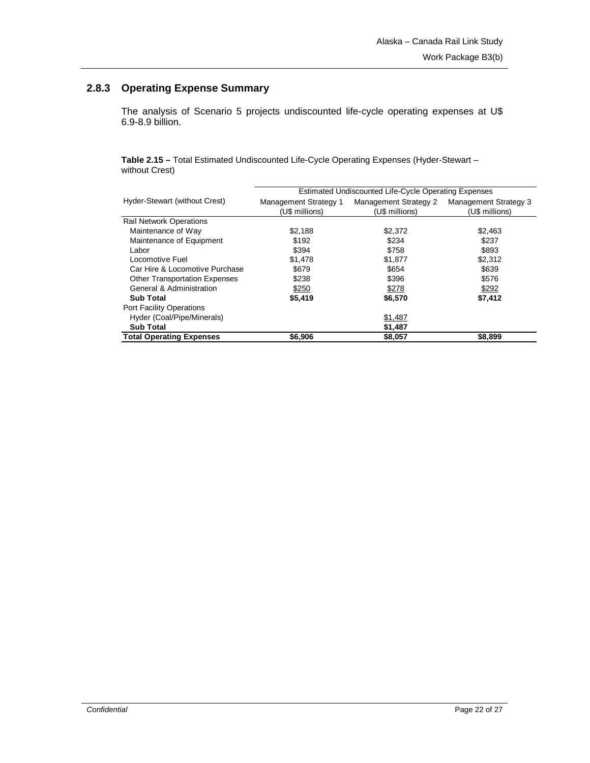### 2.8.3 Operating Expense Summary

The analysis of Scenario 5 projects undiscounted life-cycle operating expenses at U$ 6.9-8.9 billion.

**Table 2.15 –** Total Estimated Undiscounted Life-Cycle Operating Expenses (Hyder-Stewart – without Crest)

| Hyder-Stewart (without Crest) | Estimated Undiscounted Life-Cycle Operating Expenses | | |
|---|---|---|---|
| | Management Strategy 1 (U$ millions) | Management Strategy 2 (U$ millions) | Management Strategy 3 (U$ millions) |
| Rail Network Operations | | | |
| Maintenance of Way | $2,188 | $2,372 | $2,463 |
| Maintenance of Equipment | $192 | $234 | $237 |
| Labor | $394 | $758 | $893 |
| Locomotive Fuel | $1,478 | $1,877 | $2,312 |
| Car Hire & Locomotive Purchase | $679 | $654 | $639 |
| Other Transportation Expenses | $238 | $396 | $576 |
| General & Administration | $250 | $278 | $292 |
| **Sub Total** | **$5,419** | **$6,570** | **$7,412** |
| Port Facility Operations | | | |
| Hyder (Coal/Pipe/Minerals) | | $1,487 | |
| **Sub Total** | | **$1,487** | |
| **Total Operating Expenses** | **$6,906** | **$8,057** | **$8,899** |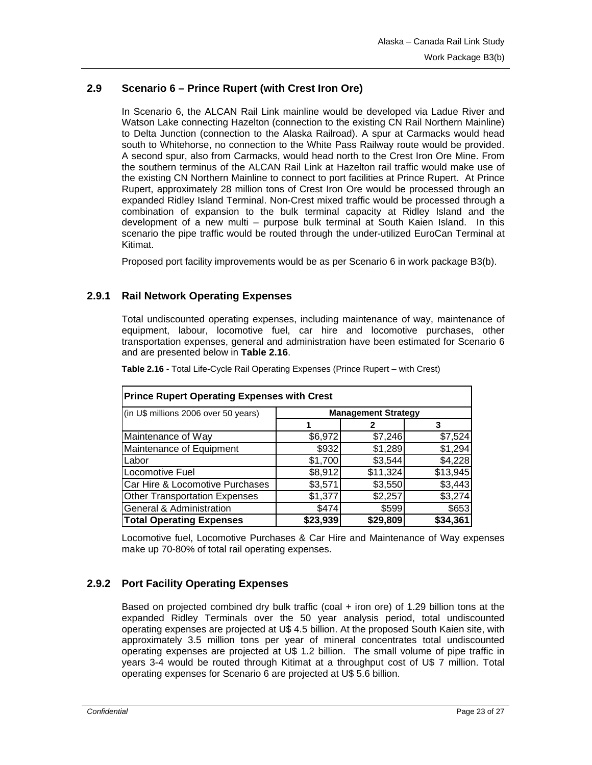## 2.9 Scenario 6 – Prince Rupert (with Crest Iron Ore)

In Scenario 6, the ALCAN Rail Link mainline would be developed via Ladue River and Watson Lake connecting Hazelton (connection to the existing CN Rail Northern Mainline) to Delta Junction (connection to the Alaska Railroad). A spur at Carmacks would head south to Whitehorse, no connection to the White Pass Railway route would be provided. A second spur, also from Carmacks, would head north to the Crest Iron Ore Mine. From the southern terminus of the ALCAN Rail Link at Hazelton rail traffic would make use of the existing CN Northern Mainline to connect to port facilities at Prince Rupert. At Prince Rupert, approximately 28 million tons of Crest Iron Ore would be processed through an expanded Ridley Island Terminal. Non-Crest mixed traffic would be processed through a combination of expansion to the bulk terminal capacity at Ridley Island and the development of a new multi – purpose bulk terminal at South Kaien Island. In this scenario the pipe traffic would be routed through the under-utilized EuroCan Terminal at Kitimat.

Proposed port facility improvements would be as per Scenario 6 in work package B3(b).

### 2.9.1 Rail Network Operating Expenses

Total undiscounted operating expenses, including maintenance of way, maintenance of equipment, labour, locomotive fuel, car hire and locomotive purchases, other transportation expenses, general and administration have been estimated for Scenario 6 and are presented below in **Table 2.16**.

**Table 2.16 -** Total Life-Cycle Rail Operating Expenses (Prince Rupert – with Crest)

| **Prince Rupert Operating Expenses with Crest** | | | |
|---|---|---|---|
| (in U$ millions 2006 over 50 years) | **Management Strategy** | | |
| | **1** | **2** | **3** |
| Maintenance of Way | $6,972 | $7,246 | $7,524 |
| Maintenance of Equipment | $932 | $1,289 | $1,294 |
| Labor | $1,700 | $3,544 | $4,228 |
| Locomotive Fuel | $8,912 | $11,324 | $13,945 |
| Car Hire & Locomotive Purchases | $3,571 | $3,550 | $3,443 |
| Other Transportation Expenses | $1,377 | $2,257 | $3,274 |
| General & Administration | $474 | $599 | $653 |
| **Total Operating Expenses** | **$23,939** | **$29,809** | **$34,361** |

Locomotive fuel, Locomotive Purchases & Car Hire and Maintenance of Way expenses make up 70-80% of total rail operating expenses.

### 2.9.2 Port Facility Operating Expenses

Based on projected combined dry bulk traffic (coal + iron ore) of 1.29 billion tons at the expanded Ridley Terminals over the 50 year analysis period, total undiscounted operating expenses are projected at U$ 4.5 billion. At the proposed South Kaien site, with approximately 3.5 million tons per year of mineral concentrates total undiscounted operating expenses are projected at U$ 1.2 billion. The small volume of pipe traffic in years 3-4 would be routed through Kitimat at a throughput cost of U$ 7 million. Total operating expenses for Scenario 6 are projected at U$ 5.6 billion.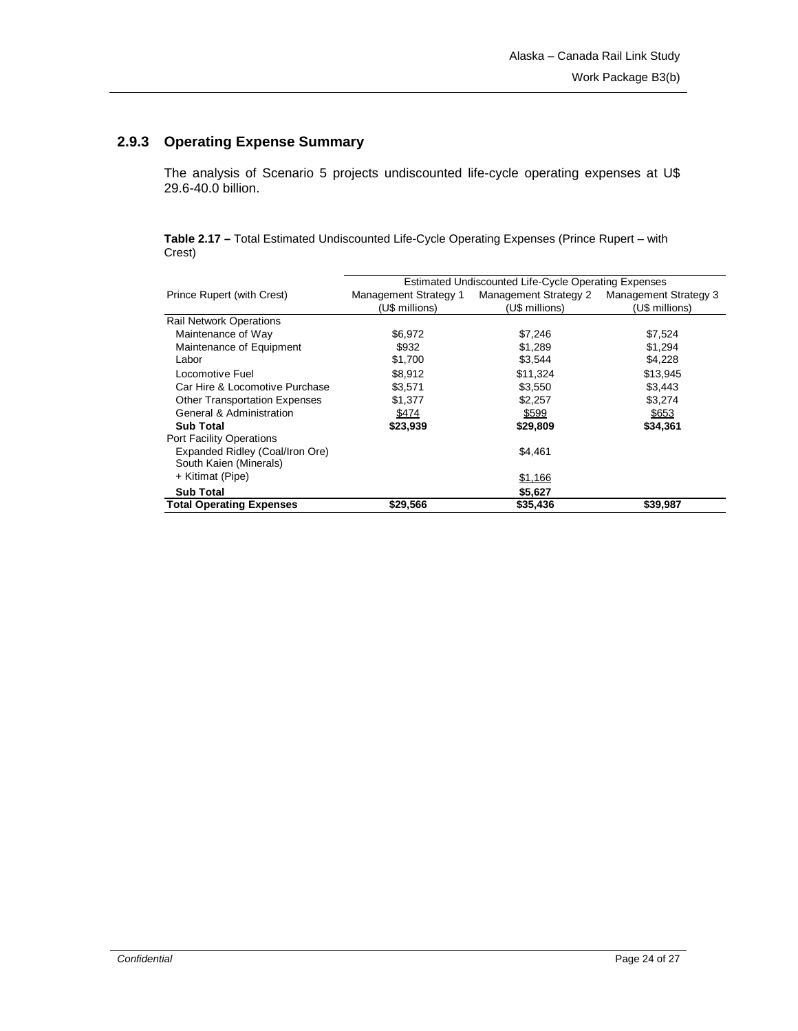### 2.9.3 Operating Expense Summary

The analysis of Scenario 5 projects undiscounted life-cycle operating expenses at U$ 29.6-40.0 billion.

**Table 2.17 –** Total Estimated Undiscounted Life-Cycle Operating Expenses (Prince Rupert – with Crest)

| | Estimated Undiscounted Life-Cycle Operating Expenses | | |
|---|---|---|---|
| Prince Rupert (with Crest) | Management Strategy 1 (U$ millions) | Management Strategy 2 (U$ millions) | Management Strategy 3 (U$ millions) |
| Rail Network Operations | | | |
| Maintenance of Way | $6,972 | $7,246 | $7,524 |
| Maintenance of Equipment | $932 | $1,289 | $1,294 |
| Labor | $1,700 | $3,544 | $4,228 |
| Locomotive Fuel | $8,912 | $11,324 | $13,945 |
| Car Hire & Locomotive Purchase | $3,571 | $3,550 | $3,443 |
| Other Transportation Expenses | $1,377 | $2,257 | $3,274 |
| General & Administration | $474 | $599 | $653 |
| **Sub Total** | **$23,939** | **$29,809** | **$34,361** |
| Port Facility Operations | | | |
| Expanded Ridley (Coal/Iron Ore) | | $4,461 | |
| South Kaien (Minerals) + Kitimat (Pipe) | | $1,166 | |
| **Sub Total** | | **$5,627** | |
| **Total Operating Expenses** | **$29,566** | **$35,436** | **$39,987** |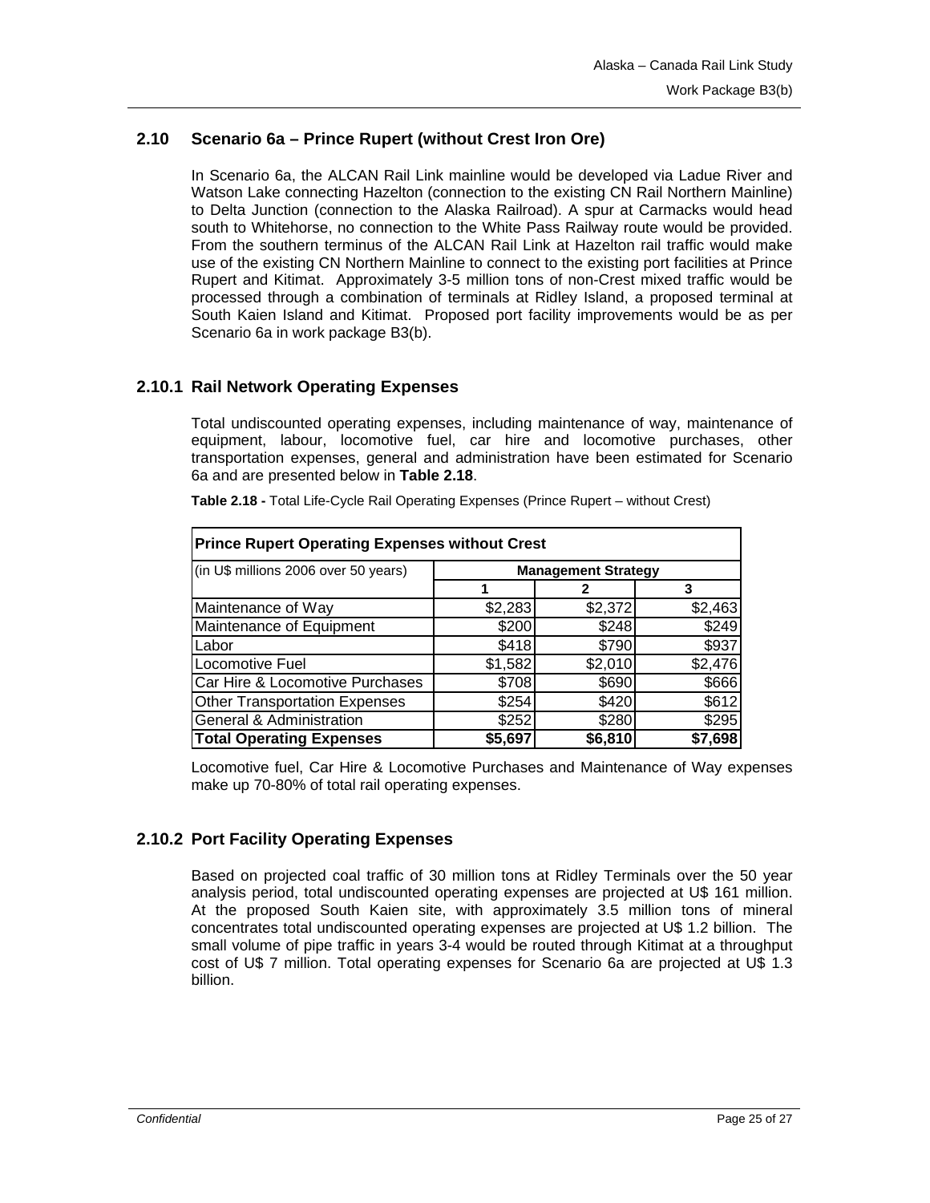## 2.10 Scenario 6a – Prince Rupert (without Crest Iron Ore)

In Scenario 6a, the ALCAN Rail Link mainline would be developed via Ladue River and Watson Lake connecting Hazelton (connection to the existing CN Rail Northern Mainline) to Delta Junction (connection to the Alaska Railroad). A spur at Carmacks would head south to Whitehorse, no connection to the White Pass Railway route would be provided. From the southern terminus of the ALCAN Rail Link at Hazelton rail traffic would make use of the existing CN Northern Mainline to connect to the existing port facilities at Prince Rupert and Kitimat. Approximately 3-5 million tons of non-Crest mixed traffic would be processed through a combination of terminals at Ridley Island, a proposed terminal at South Kaien Island and Kitimat. Proposed port facility improvements would be as per Scenario 6a in work package B3(b).

### 2.10.1 Rail Network Operating Expenses

Total undiscounted operating expenses, including maintenance of way, maintenance of equipment, labour, locomotive fuel, car hire and locomotive purchases, other transportation expenses, general and administration have been estimated for Scenario 6a and are presented below in **Table 2.18**.

**Table 2.18 -** Total Life-Cycle Rail Operating Expenses (Prince Rupert – without Crest)

| **Prince Rupert Operating Expenses without Crest** | | | |
|---|---|---|---|
| (in U$ millions 2006 over 50 years) | **Management Strategy** | | |
| | **1** | **2** | **3** |
| Maintenance of Way | $2,283 | $2,372 | $2,463 |
| Maintenance of Equipment | $200 | $248 | $249 |
| Labor | $418 | $790 | $937 |
| Locomotive Fuel | $1,582 | $2,010 | $2,476 |
| Car Hire & Locomotive Purchases | $708 | $690 | $666 |
| Other Transportation Expenses | $254 | $420 | $612 |
| General & Administration | $252 | $280 | $295 |
| **Total Operating Expenses** | **$5,697** | **$6,810** | **$7,698** |

Locomotive fuel, Car Hire & Locomotive Purchases and Maintenance of Way expenses make up 70-80% of total rail operating expenses.

### 2.10.2 Port Facility Operating Expenses

Based on projected coal traffic of 30 million tons at Ridley Terminals over the 50 year analysis period, total undiscounted operating expenses are projected at U$ 161 million. At the proposed South Kaien site, with approximately 3.5 million tons of mineral concentrates total undiscounted operating expenses are projected at U$ 1.2 billion. The small volume of pipe traffic in years 3-4 would be routed through Kitimat at a throughput cost of U$ 7 million. Total operating expenses for Scenario 6a are projected at U$ 1.3 billion.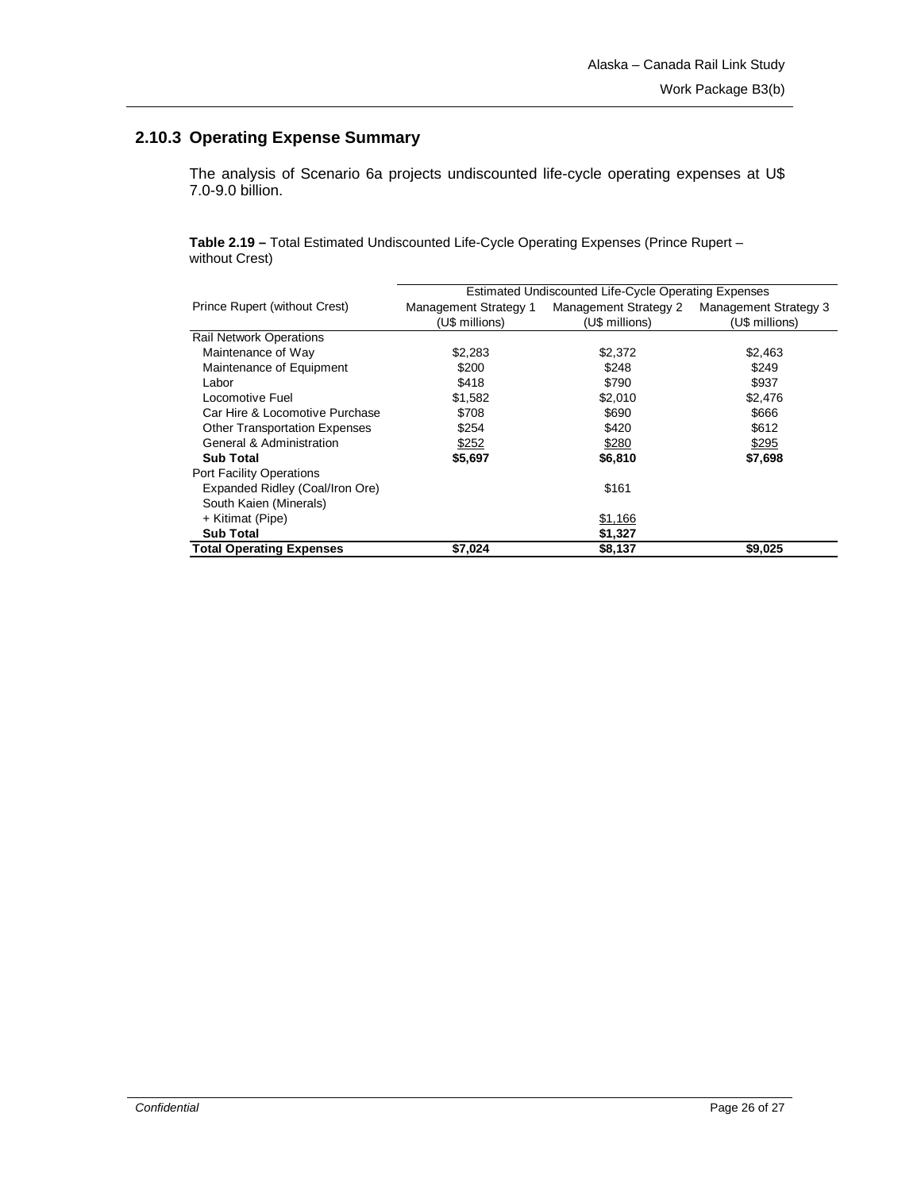## 2.10.3 Operating Expense Summary

The analysis of Scenario 6a projects undiscounted life-cycle operating expenses at U$ 7.0-9.0 billion.

**Table 2.19 –** Total Estimated Undiscounted Life-Cycle Operating Expenses (Prince Rupert – without Crest)

| Prince Rupert (without Crest) | Estimated Undiscounted Life-Cycle Operating Expenses | | |
|---|---|---|---|
| | Management Strategy 1 (U$ millions) | Management Strategy 2 (U$ millions) | Management Strategy 3 (U$ millions) |
| Rail Network Operations | | | |
| Maintenance of Way | $2,283 | $2,372 | $2,463 |
| Maintenance of Equipment | $200 | $248 | $249 |
| Labor | $418 | $790 | $937 |
| Locomotive Fuel | $1,582 | $2,010 | $2,476 |
| Car Hire & Locomotive Purchase | $708 | $690 | $666 |
| Other Transportation Expenses | $254 | $420 | $612 |
| General & Administration | $252 | $280 | $295 |
| **Sub Total** | **$5,697** | **$6,810** | **$7,698** |
| Port Facility Operations | | | |
| Expanded Ridley (Coal/Iron Ore) | | $161 | |
| South Kaien (Minerals) | | | |
| + Kitimat (Pipe) | | $1,166 | |
| **Sub Total** | | **$1,327** | |
| **Total Operating Expenses** | **$7,024** | **$8,137** | **$9,025** |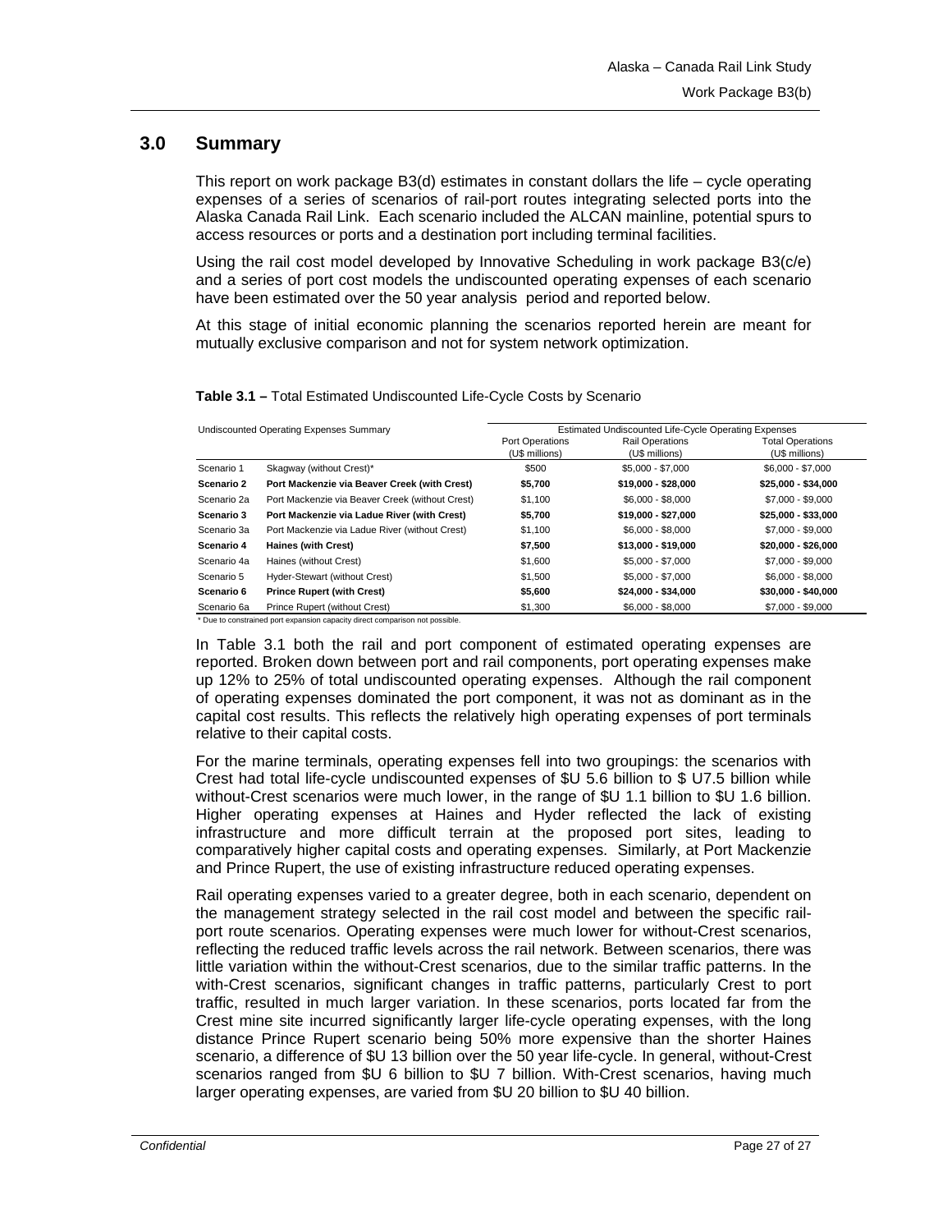## 3.0 Summary

This report on work package B3(d) estimates in constant dollars the life – cycle operating expenses of a series of scenarios of rail-port routes integrating selected ports into the Alaska Canada Rail Link. Each scenario included the ALCAN mainline, potential spurs to access resources or ports and a destination port including terminal facilities.

Using the rail cost model developed by Innovative Scheduling in work package B3(c/e) and a series of port cost models the undiscounted operating expenses of each scenario have been estimated over the 50 year analysis period and reported below.

At this stage of initial economic planning the scenarios reported herein are meant for mutually exclusive comparison and not for system network optimization.

**Table 3.1 –** Total Estimated Undiscounted Life-Cycle Costs by Scenario

| Undiscounted Operating Expenses Summary | | Estimated Undiscounted Life-Cycle Operating Expenses | | |
|---|---|---|---|---|
| | | Port Operations (U$ millions) | Rail Operations (U$ millions) | Total Operations (U$ millions) |
| Scenario 1 | Skagway (without Crest)* | $500 | $5,000 - $7,000 | $6,000 - $7,000 |
| **Scenario 2** | **Port Mackenzie via Beaver Creek (with Crest)** | **$5,700** | **$19,000 - $28,000** | **$25,000 - $34,000** |
| Scenario 2a | Port Mackenzie via Beaver Creek (without Crest) | $1,100 | $6,000 - $8,000 | $7,000 - $9,000 |
| **Scenario 3** | **Port Mackenzie via Ladue River (with Crest)** | **$5,700** | **$19,000 - $27,000** | **$25,000 - $33,000** |
| Scenario 3a | Port Mackenzie via Ladue River (without Crest) | $1,100 | $6,000 - $8,000 | $7,000 - $9,000 |
| **Scenario 4** | **Haines (with Crest)** | **$7,500** | **$13,000 - $19,000** | **$20,000 - $26,000** |
| Scenario 4a | Haines (without Crest) | $1,600 | $5,000 - $7,000 | $7,000 - $9,000 |
| Scenario 5 | Hyder-Stewart (without Crest) | $1,500 | $5,000 - $7,000 | $6,000 - $8,000 |
| **Scenario 6** | **Prince Rupert (with Crest)** | **$5,600** | **$24,000 - $34,000** | **$30,000 - $40,000** |
| Scenario 6a | Prince Rupert (without Crest) | $1,300 | $6,000 - $8,000 | $7,000 - $9,000 |

\* Due to constrained port expansion capacity direct comparison not possible.

In Table 3.1 both the rail and port component of estimated operating expenses are reported. Broken down between port and rail components, port operating expenses make up 12% to 25% of total undiscounted operating expenses. Although the rail component of operating expenses dominated the port component, it was not as dominant as in the capital cost results. This reflects the relatively high operating expenses of port terminals relative to their capital costs.

For the marine terminals, operating expenses fell into two groupings: the scenarios with Crest had total life-cycle undiscounted expenses of $U 5.6 billion to $ U7.5 billion while without-Crest scenarios were much lower, in the range of $U 1.1 billion to $U 1.6 billion. Higher operating expenses at Haines and Hyder reflected the lack of existing infrastructure and more difficult terrain at the proposed port sites, leading to comparatively higher capital costs and operating expenses. Similarly, at Port Mackenzie and Prince Rupert, the use of existing infrastructure reduced operating expenses.

Rail operating expenses varied to a greater degree, both in each scenario, dependent on the management strategy selected in the rail cost model and between the specific rail-port route scenarios. Operating expenses were much lower for without-Crest scenarios, reflecting the reduced traffic levels across the rail network. Between scenarios, there was little variation within the without-Crest scenarios, due to the similar traffic patterns. In the with-Crest scenarios, significant changes in traffic patterns, particularly Crest to port traffic, resulted in much larger variation. In these scenarios, ports located far from the Crest mine site incurred significantly larger life-cycle operating expenses, with the long distance Prince Rupert scenario being 50% more expensive than the shorter Haines scenario, a difference of $U 13 billion over the 50 year life-cycle. In general, without-Crest scenarios ranged from $U 6 billion to $U 7 billion. With-Crest scenarios, having much larger operating expenses, are varied from $U 20 billion to $U 40 billion.